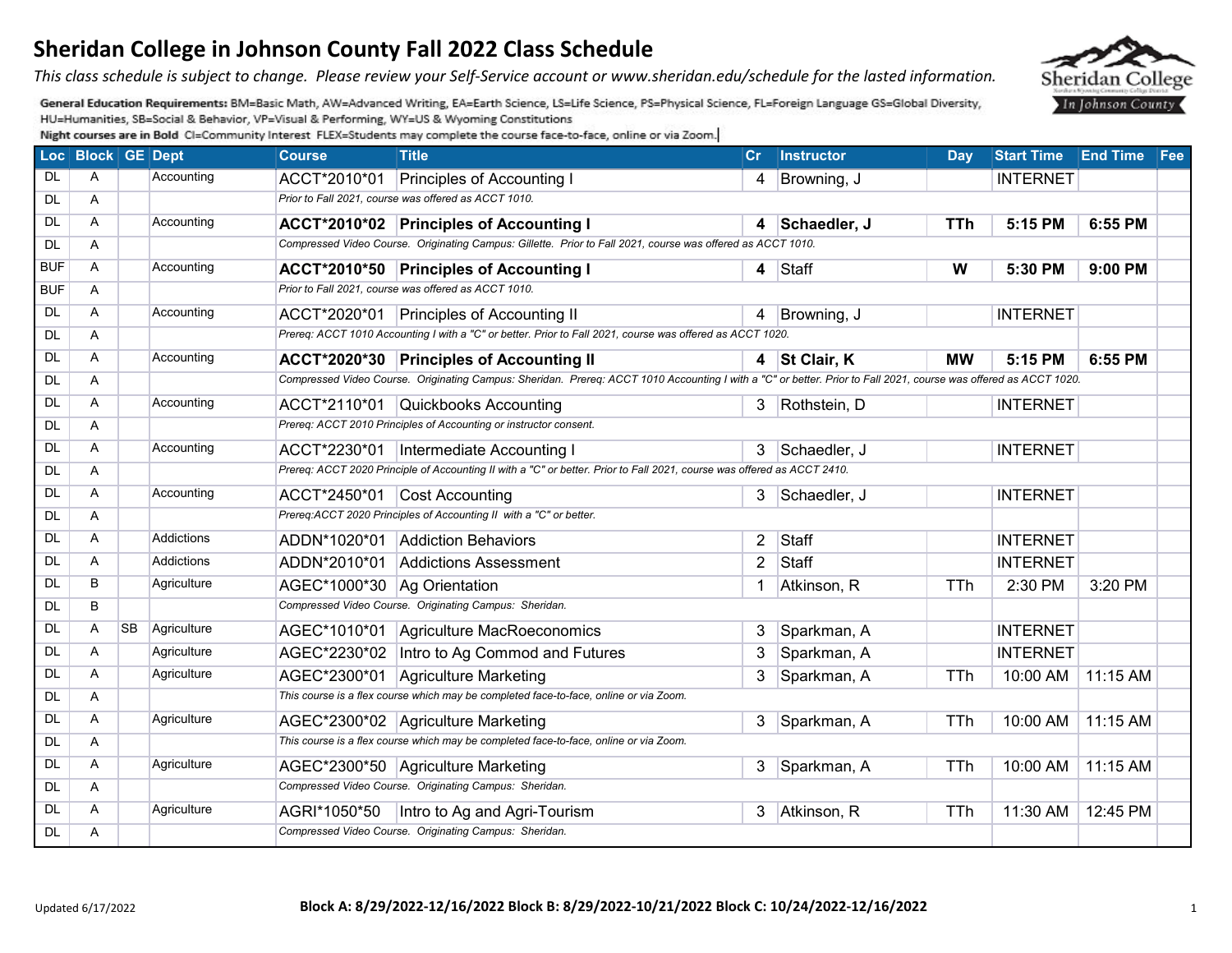# Sheridan College in Johnson County Fall 2022 Class Schedule

*This class schedule is subject to change. Please review your Self-Service account or www.sheridan.edu/schedule for the lasted information.*

**General Education Requirements:** BM=Basic Math, AW=Advanced Writing, EA=Earth Science, LS=Life Science, PS=Physical Science, FL=Foreign Language GS=Global Diversity, HU=Humanities, SB=Social & Behavior, VP=Visual & Performing, WY=US & Wyoming Constitutions

**Night courses are in Bold** CI=Community Interest FLEX=Students may complete the course face-to-face, online or via Zoom.

| Loc | Block | GE | Dept | Course | Title | Cr | Instructor | Day | Start Time | End Time | Fee |
|---|---|---|---|---|---|---|---|---|---|---|---|
| DL | A | | Accounting | ACCT*2010*01 | Principles of Accounting I | 4 | Browning, J | | INTERNET | | |
| DL | A | | | *Prior to Fall 2021, course was offered as ACCT 1010.* | | | | | | | |
| DL | A | | Accounting | **ACCT*2010*02** | **Principles of Accounting I** | **4** | **Schaedler, J** | **TTh** | **5:15 PM** | **6:55 PM** | |
| DL | A | | | *Compressed Video Course. Originating Campus: Gillette. Prior to Fall 2021, course was offered as ACCT 1010.* | | | | | | | |
| BUF | A | | Accounting | **ACCT*2010*50** | **Principles of Accounting I** | **4** | Staff | **W** | **5:30 PM** | **9:00 PM** | |
| BUF | A | | | *Prior to Fall 2021, course was offered as ACCT 1010.* | | | | | | | |
| DL | A | | Accounting | ACCT*2020*01 | Principles of Accounting II | 4 | Browning, J | | INTERNET | | |
| DL | A | | | *Prereq: ACCT 1010 Accounting I with a "C" or better. Prior to Fall 2021, course was offered as ACCT 1020.* | | | | | | | |
| DL | A | | Accounting | **ACCT*2020*30** | **Principles of Accounting II** | **4** | **St Clair, K** | **MW** | **5:15 PM** | **6:55 PM** | |
| DL | A | | | *Compressed Video Course. Originating Campus: Sheridan. Prereq: ACCT 1010 Accounting I with a "C" or better. Prior to Fall 2021, course was offered as ACCT 1020.* | | | | | | | |
| DL | A | | Accounting | ACCT*2110*01 | Quickbooks Accounting | 3 | Rothstein, D | | INTERNET | | |
| DL | A | | | *Prereq: ACCT 2010 Principles of Accounting or instructor consent.* | | | | | | | |
| DL | A | | Accounting | ACCT*2230*01 | Intermediate Accounting I | 3 | Schaedler, J | | INTERNET | | |
| DL | A | | | *Prereq: ACCT 2020 Principle of Accounting II with a "C" or better. Prior to Fall 2021, course was offered as ACCT 2410.* | | | | | | | |
| DL | A | | Accounting | ACCT*2450*01 | Cost Accounting | 3 | Schaedler, J | | INTERNET | | |
| DL | A | | | *Prereq:ACCT 2020 Principles of Accounting II with a "C" or better.* | | | | | | | |
| DL | A | | Addictions | ADDN*1020*01 | Addiction Behaviors | 2 | Staff | | INTERNET | | |
| DL | A | | Addictions | ADDN*2010*01 | Addictions Assessment | 2 | Staff | | INTERNET | | |
| DL | B | | Agriculture | AGEC*1000*30 | Ag Orientation | 1 | Atkinson, R | TTh | 2:30 PM | 3:20 PM | |
| DL | B | | | *Compressed Video Course. Originating Campus: Sheridan.* | | | | | | | |
| DL | A | SB | Agriculture | AGEC*1010*01 | Agriculture MacRoeconomics | 3 | Sparkman, A | | INTERNET | | |
| DL | A | | Agriculture | AGEC*2230*02 | Intro to Ag Commod and Futures | 3 | Sparkman, A | | INTERNET | | |
| DL | A | | Agriculture | AGEC*2300*01 | Agriculture Marketing | 3 | Sparkman, A | TTh | 10:00 AM | 11:15 AM | |
| DL | A | | | *This course is a flex course which may be completed face-to-face, online or via Zoom.* | | | | | | | |
| DL | A | | Agriculture | AGEC*2300*02 | Agriculture Marketing | 3 | Sparkman, A | TTh | 10:00 AM | 11:15 AM | |
| DL | A | | | *This course is a flex course which may be completed face-to-face, online or via Zoom.* | | | | | | | |
| DL | A | | Agriculture | AGEC*2300*50 | Agriculture Marketing | 3 | Sparkman, A | TTh | 10:00 AM | 11:15 AM | |
| DL | A | | | *Compressed Video Course. Originating Campus: Sheridan.* | | | | | | | |
| DL | A | | Agriculture | AGRI*1050*50 | Intro to Ag and Agri-Tourism | 3 | Atkinson, R | TTh | 11:30 AM | 12:45 PM | |
| DL | A | | | *Compressed Video Course. Originating Campus: Sheridan.* | | | | | | | |

Updated 6/17/2022

**Block A: 8/29/2022-12/16/2022 Block B: 8/29/2022-10/21/2022 Block C: 10/24/2022-12/16/2022**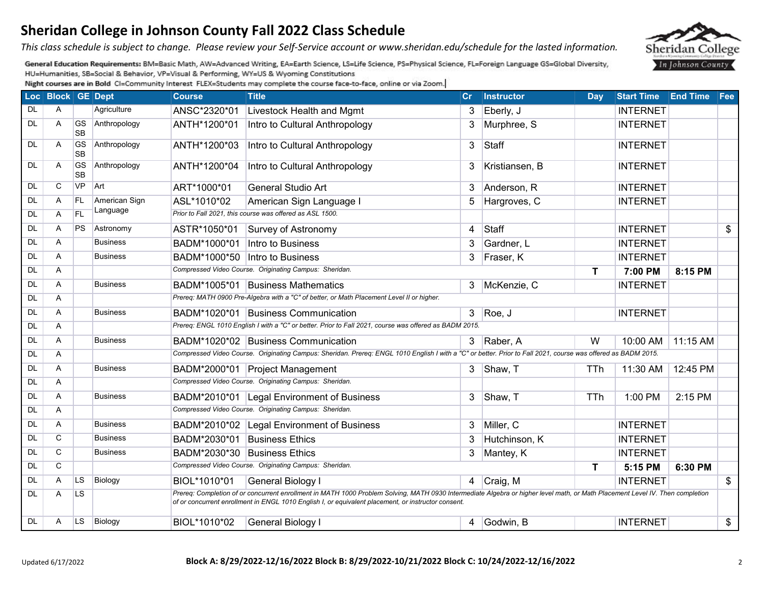# Sheridan College in Johnson County Fall 2022 Class Schedule

*This class schedule is subject to change. Please review your Self-Service account or www.sheridan.edu/schedule for the lasted information.*

**General Education Requirements:** BM=Basic Math, AW=Advanced Writing, EA=Earth Science, LS=Life Science, PS=Physical Science, FL=Foreign Language GS=Global Diversity, HU=Humanities, SB=Social & Behavior, VP=Visual & Performing, WY=US & Wyoming Constitutions

**Night courses are in Bold** CI=Community Interest FLEX=Students may complete the course face-to-face, online or via Zoom.

| Loc | Block | GE | Dept | Course | Title | Cr | Instructor | Day | Start Time | End Time | Fee |
|---|---|---|---|---|---|---|---|---|---|---|---|
| DL | A | | Agriculture | ANSC*2320*01 | Livestock Health and Mgmt | 3 | Eberly, J | | INTERNET | | |
| DL | A | GS SB | Anthropology | ANTH*1200*01 | Intro to Cultural Anthropology | 3 | Murphree, S | | INTERNET | | |
| DL | A | GS SB | Anthropology | ANTH*1200*03 | Intro to Cultural Anthropology | 3 | Staff | | INTERNET | | |
| DL | A | GS SB | Anthropology | ANTH*1200*04 | Intro to Cultural Anthropology | 3 | Kristiansen, B | | INTERNET | | |
| DL | C | VP | Art | ART*1000*01 | General Studio Art | 3 | Anderson, R | | INTERNET | | |
| DL | A | FL | American Sign Language | ASL*1010*02 | American Sign Language I | 5 | Hargroves, C | | INTERNET | | |
| DL | A | FL | | *Prior to Fall 2021, this course was offered as ASL 1500.* | | | | | | | |
| DL | A | PS | Astronomy | ASTR*1050*01 | Survey of Astronomy | 4 | Staff | | INTERNET | | $ |
| DL | A | | Business | BADM*1000*01 | Intro to Business | 3 | Gardner, L | | INTERNET | | |
| DL | A | | Business | BADM*1000*50 | Intro to Business | 3 | Fraser, K | | INTERNET | | |
| DL | A | | | *Compressed Video Course. Originating Campus: Sheridan.* | | | | **T** | **7:00 PM** | **8:15 PM** | |
| DL | A | | Business | BADM*1005*01 | Business Mathematics | 3 | McKenzie, C | | INTERNET | | |
| DL | A | | | *Prereq: MATH 0900 Pre-Algebra with a "C" of better, or Math Placement Level II or higher.* | | | | | | | |
| DL | A | | Business | BADM*1020*01 | Business Communication | 3 | Roe, J | | INTERNET | | |
| DL | A | | | *Prereq: ENGL 1010 English I with a "C" or better. Prior to Fall 2021, course was offered as BADM 2015.* | | | | | | | |
| DL | A | | Business | BADM*1020*02 | Business Communication | 3 | Raber, A | W | 10:00 AM | 11:15 AM | |
| DL | A | | | *Compressed Video Course. Originating Campus: Sheridan. Prereq: ENGL 1010 English I with a "C" or better. Prior to Fall 2021, course was offered as BADM 2015.* | | | | | | | |
| DL | A | | Business | BADM*2000*01 | Project Management | 3 | Shaw, T | TTh | 11:30 AM | 12:45 PM | |
| DL | A | | | *Compressed Video Course. Originating Campus: Sheridan.* | | | | | | | |
| DL | A | | Business | BADM*2010*01 | Legal Environment of Business | 3 | Shaw, T | TTh | 1:00 PM | 2:15 PM | |
| DL | A | | | *Compressed Video Course. Originating Campus: Sheridan.* | | | | | | | |
| DL | A | | Business | BADM*2010*02 | Legal Environment of Business | 3 | Miller, C | | INTERNET | | |
| DL | C | | Business | BADM*2030*01 | Business Ethics | 3 | Hutchinson, K | | INTERNET | | |
| DL | C | | Business | BADM*2030*30 | Business Ethics | 3 | Mantey, K | | INTERNET | | |
| DL | C | | | *Compressed Video Course. Originating Campus: Sheridan.* | | | | **T** | **5:15 PM** | **6:30 PM** | |
| DL | A | LS | Biology | BIOL*1010*01 | General Biology I | 4 | Craig, M | | INTERNET | | $ |
| DL | A | LS | | *Prereq: Completion of or concurrent enrollment in MATH 1000 Problem Solving, MATH 0930 Intermediate Algebra or higher level math, or Math Placement Level IV. Then completion of or concurrent enrollment in ENGL 1010 English I, or equivalent placement, or instructor consent.* | | | | | | | |
| DL | A | LS | Biology | BIOL*1010*02 | General Biology I | 4 | Godwin, B | | INTERNET | | $ |

Updated 6/17/2022

**Block A: 8/29/2022-12/16/2022 Block B: 8/29/2022-10/21/2022 Block C: 10/24/2022-12/16/2022**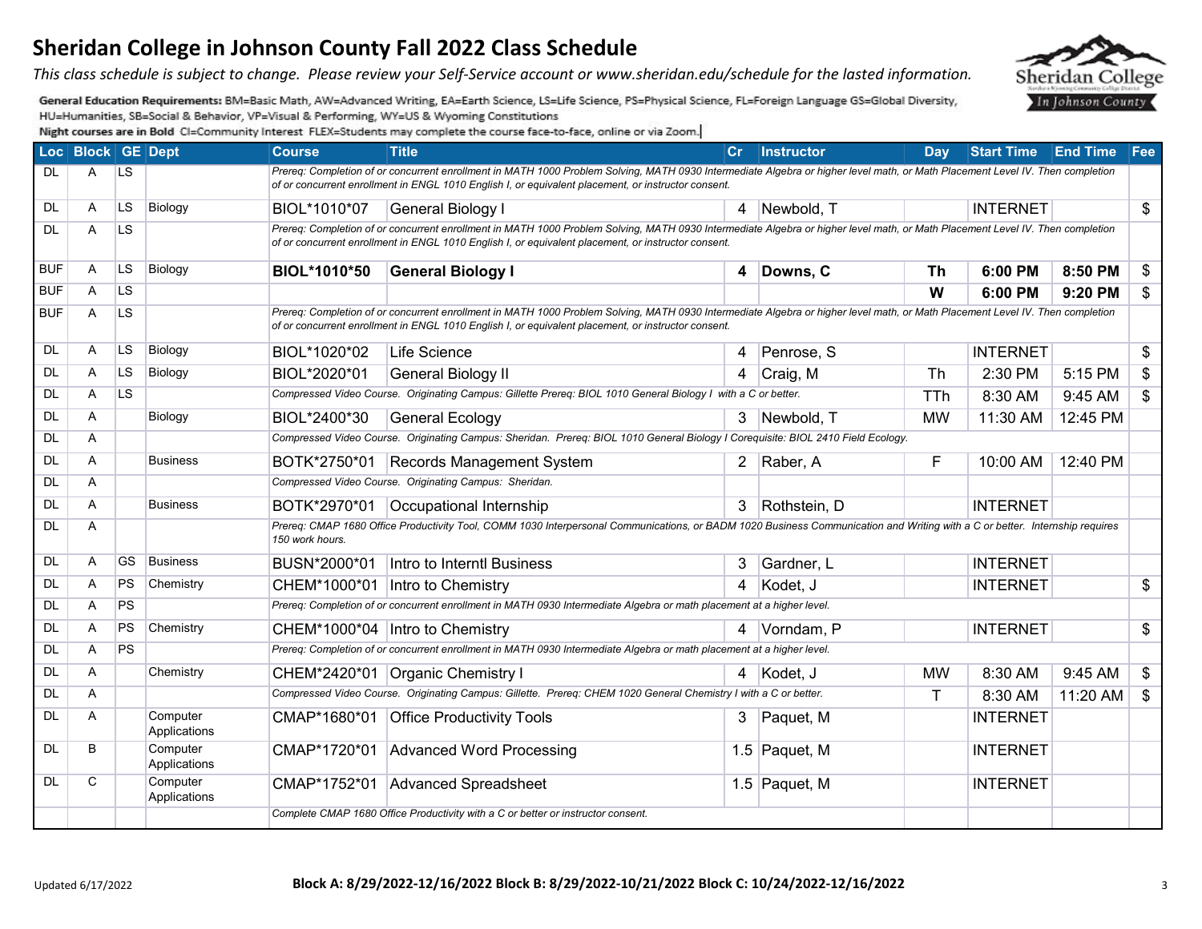# Sheridan College in Johnson County Fall 2022 Class Schedule

*This class schedule is subject to change. Please review your Self-Service account or www.sheridan.edu/schedule for the lasted information.*

General Education Requirements: BM=Basic Math, AW=Advanced Writing, EA=Earth Science, LS=Life Science, PS=Physical Science, FL=Foreign Language GS=Global Diversity, HU=Humanities, SB=Social & Behavior, VP=Visual & Performing, WY=US & Wyoming Constitutions

Night courses are in Bold CI=Community Interest FLEX=Students may complete the course face-to-face, online or via Zoom.

| Loc | Block | GE | Dept | Course | Title | Cr | Instructor | Day | Start Time | End Time | Fee |
|---|---|---|---|---|---|---|---|---|---|---|---|
| DL | A | LS | | *Prereq: Completion of or concurrent enrollment in MATH 1000 Problem Solving, MATH 0930 Intermediate Algebra or higher level math, or Math Placement Level IV. Then completion of or concurrent enrollment in ENGL 1010 English I, or equivalent placement, or instructor consent.* | | | | | | | |
| DL | A | LS | Biology | BIOL*1010*07 | General Biology I | 4 | Newbold, T | | INTERNET | | $ |
| DL | A | LS | | *Prereq: Completion of or concurrent enrollment in MATH 1000 Problem Solving, MATH 0930 Intermediate Algebra or higher level math, or Math Placement Level IV. Then completion of or concurrent enrollment in ENGL 1010 English I, or equivalent placement, or instructor consent.* | | | | | | | |
| BUF | A | LS | Biology | **BIOL*1010*50** | **General Biology I** | **4** | **Downs, C** | **Th** | **6:00 PM** | **8:50 PM** | $ |
| BUF | A | LS | | | | | | **W** | **6:00 PM** | **9:20 PM** | $ |
| BUF | A | LS | | *Prereq: Completion of or concurrent enrollment in MATH 1000 Problem Solving, MATH 0930 Intermediate Algebra or higher level math, or Math Placement Level IV. Then completion of or concurrent enrollment in ENGL 1010 English I, or equivalent placement, or instructor consent.* | | | | | | | |
| DL | A | LS | Biology | BIOL*1020*02 | Life Science | 4 | Penrose, S | | INTERNET | | $ |
| DL | A | LS | Biology | BIOL*2020*01 | General Biology II | 4 | Craig, M | Th | 2:30 PM | 5:15 PM | $ |
| DL | A | LS | | *Compressed Video Course. Originating Campus: Gillette Prereq: BIOL 1010 General Biology I with a C or better.* | | | | TTh | 8:30 AM | 9:45 AM | $ |
| DL | A | | Biology | BIOL*2400*30 | General Ecology | 3 | Newbold, T | MW | 11:30 AM | 12:45 PM | |
| DL | A | | | *Compressed Video Course. Originating Campus: Sheridan. Prereq: BIOL 1010 General Biology I Corequisite: BIOL 2410 Field Ecology.* | | | | | | | |
| DL | A | | Business | BOTK*2750*01 | Records Management System | 2 | Raber, A | F | 10:00 AM | 12:40 PM | |
| DL | A | | | *Compressed Video Course. Originating Campus: Sheridan.* | | | | | | | |
| DL | A | | Business | BOTK*2970*01 | Occupational Internship | 3 | Rothstein, D | | INTERNET | | |
| DL | A | | | *Prereq: CMAP 1680 Office Productivity Tool, COMM 1030 Interpersonal Communications, or BADM 1020 Business Communication and Writing with a C or better. Internship requires 150 work hours.* | | | | | | | |
| DL | A | GS | Business | BUSN*2000*01 | Intro to Interntl Business | 3 | Gardner, L | | INTERNET | | |
| DL | A | PS | Chemistry | CHEM*1000*01 | Intro to Chemistry | 4 | Kodet, J | | INTERNET | | $ |
| DL | A | PS | | *Prereq: Completion of or concurrent enrollment in MATH 0930 Intermediate Algebra or math placement at a higher level.* | | | | | | | |
| DL | A | PS | Chemistry | CHEM*1000*04 | Intro to Chemistry | 4 | Vorndam, P | | INTERNET | | $ |
| DL | A | PS | | *Prereq: Completion of or concurrent enrollment in MATH 0930 Intermediate Algebra or math placement at a higher level.* | | | | | | | |
| DL | A | | Chemistry | CHEM*2420*01 | Organic Chemistry I | 4 | Kodet, J | MW | 8:30 AM | 9:45 AM | $ |
| DL | A | | | *Compressed Video Course. Originating Campus: Gillette. Prereq: CHEM 1020 General Chemistry I with a C or better.* | | | | T | 8:30 AM | 11:20 AM | $ |
| DL | A | | Computer Applications | CMAP*1680*01 | Office Productivity Tools | 3 | Paquet, M | | INTERNET | | |
| DL | B | | Computer Applications | CMAP*1720*01 | Advanced Word Processing | 1.5 | Paquet, M | | INTERNET | | |
| DL | C | | Computer Applications | CMAP*1752*01 | Advanced Spreadsheet | 1.5 | Paquet, M | | INTERNET | | |
| | | | | *Complete CMAP 1680 Office Productivity with a C or better or instructor consent.* | | | | | | | |

Updated 6/17/2022

**Block A: 8/29/2022-12/16/2022 Block B: 8/29/2022-10/21/2022 Block C: 10/24/2022-12/16/2022**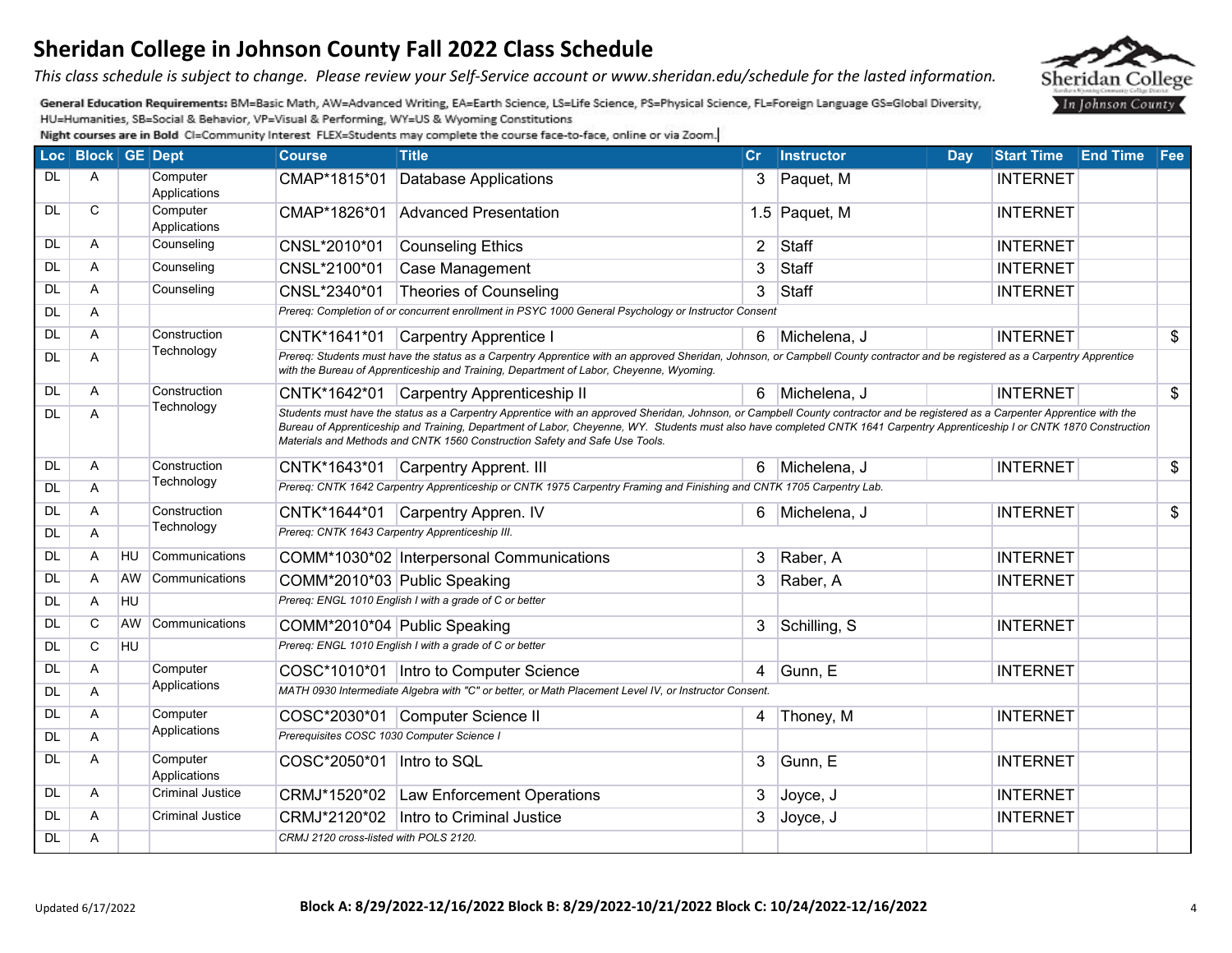# Sheridan College in Johnson County Fall 2022 Class Schedule

*This class schedule is subject to change. Please review your Self-Service account or www.sheridan.edu/schedule for the lasted information.*

**General Education Requirements:** BM=Basic Math, AW=Advanced Writing, EA=Earth Science, LS=Life Science, PS=Physical Science, FL=Foreign Language GS=Global Diversity, HU=Humanities, SB=Social & Behavior, VP=Visual & Performing, WY=US & Wyoming Constitutions

**Night courses are in Bold** CI=Community Interest FLEX=Students may complete the course face-to-face, online or via Zoom.

| Loc | Block | GE | Dept | Course | Title | Cr | Instructor | Day | Start Time | End Time | Fee |
|---|---|---|---|---|---|---|---|---|---|---|---|
| DL | A | | Computer Applications | CMAP*1815*01 | Database Applications | 3 | Paquet, M | | INTERNET | | |
| DL | C | | Computer Applications | CMAP*1826*01 | Advanced Presentation | 1.5 | Paquet, M | | INTERNET | | |
| DL | A | | Counseling | CNSL*2010*01 | Counseling Ethics | 2 | Staff | | INTERNET | | |
| DL | A | | Counseling | CNSL*2100*01 | Case Management | 3 | Staff | | INTERNET | | |
| DL | A | | Counseling | CNSL*2340*01 | Theories of Counseling | 3 | Staff | | INTERNET | | |
| DL | A | | | *Prereq: Completion of or concurrent enrollment in PSYC 1000 General Psychology or Instructor Consent* | | | | | | | |
| DL | A | | Construction Technology | CNTK*1641*01 | Carpentry Apprentice I | 6 | Michelena, J | | INTERNET | | $ |
| DL | A | | | *Prereq: Students must have the status as a Carpentry Apprentice with an approved Sheridan, Johnson, or Campbell County contractor and be registered as a Carpentry Apprentice with the Bureau of Apprenticeship and Training, Department of Labor, Cheyenne, Wyoming.* | | | | | | | |
| DL | A | | Construction Technology | CNTK*1642*01 | Carpentry Apprenticeship II | 6 | Michelena, J | | INTERNET | | $ |
| DL | A | | | *Students must have the status as a Carpentry Apprentice with an approved Sheridan, Johnson, or Campbell County contractor and be registered as a Carpenter Apprentice with the Bureau of Apprenticeship and Training, Department of Labor, Cheyenne, WY. Students must also have completed CNTK 1641 Carpentry Apprenticeship I or CNTK 1870 Construction Materials and Methods and CNTK 1560 Construction Safety and Safe Use Tools.* | | | | | | | |
| DL | A | | Construction Technology | CNTK*1643*01 | Carpentry Apprent. III | 6 | Michelena, J | | INTERNET | | $ |
| DL | A | | | *Prereq: CNTK 1642 Carpentry Apprenticeship or CNTK 1975 Carpentry Framing and Finishing and CNTK 1705 Carpentry Lab.* | | | | | | | |
| DL | A | | Construction Technology | CNTK*1644*01 | Carpentry Appren. IV | 6 | Michelena, J | | INTERNET | | $ |
| DL | A | | | *Prereq: CNTK 1643 Carpentry Apprenticeship III.* | | | | | | | |
| DL | A | HU | Communications | COMM*1030*02 | Interpersonal Communications | 3 | Raber, A | | INTERNET | | |
| DL | A | AW | Communications | COMM*2010*03 | Public Speaking | 3 | Raber, A | | INTERNET | | |
| DL | A | HU | | *Prereq: ENGL 1010 English I with a grade of C or better* | | | | | | | |
| DL | C | AW | Communications | COMM*2010*04 | Public Speaking | 3 | Schilling, S | | INTERNET | | |
| DL | C | HU | | *Prereq: ENGL 1010 English I with a grade of C or better* | | | | | | | |
| DL | A | | Computer Applications | COSC*1010*01 | Intro to Computer Science | 4 | Gunn, E | | INTERNET | | |
| DL | A | | | *MATH 0930 Intermediate Algebra with "C" or better, or Math Placement Level IV, or Instructor Consent.* | | | | | | | |
| DL | A | | Computer Applications | COSC*2030*01 | Computer Science II | 4 | Thoney, M | | INTERNET | | |
| DL | A | | | *Prerequisites COSC 1030 Computer Science I* | | | | | | | |
| DL | A | | Computer Applications | COSC*2050*01 | Intro to SQL | 3 | Gunn, E | | INTERNET | | |
| DL | A | | Criminal Justice | CRMJ*1520*02 | Law Enforcement Operations | 3 | Joyce, J | | INTERNET | | |
| DL | A | | Criminal Justice | CRMJ*2120*02 | Intro to Criminal Justice | 3 | Joyce, J | | INTERNET | | |
| DL | A | | | *CRMJ 2120 cross-listed with POLS 2120.* | | | | | | | |

Updated 6/17/2022

**Block A: 8/29/2022-12/16/2022 Block B: 8/29/2022-10/21/2022 Block C: 10/24/2022-12/16/2022**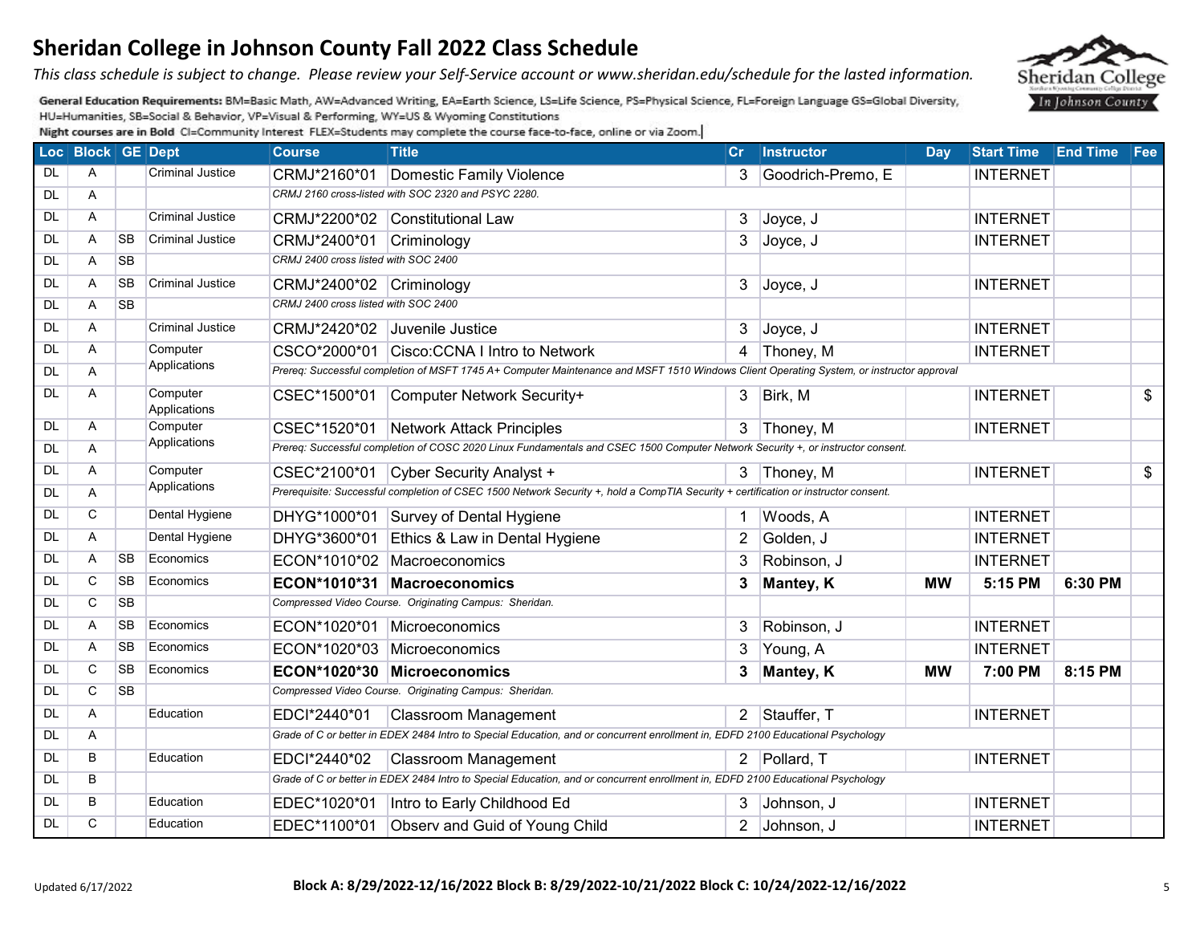# Sheridan College in Johnson County Fall 2022 Class Schedule

*This class schedule is subject to change. Please review your Self-Service account or www.sheridan.edu/schedule for the lasted information.*

**General Education Requirements:** BM=Basic Math, AW=Advanced Writing, EA=Earth Science, LS=Life Science, PS=Physical Science, FL=Foreign Language GS=Global Diversity, HU=Humanities, SB=Social & Behavior, VP=Visual & Performing, WY=US & Wyoming Constitutions

**Night courses are in Bold** CI=Community Interest FLEX=Students may complete the course face-to-face, online or via Zoom.

| Loc | Block | GE | Dept | Course | Title | Cr | Instructor | Day | Start Time | End Time | Fee |
|---|---|---|---|---|---|---|---|---|---|---|---|
| DL | A | | Criminal Justice | CRMJ*2160*01 | Domestic Family Violence | 3 | Goodrich-Premo, E | | INTERNET | | |
| DL | A | | | *CRMJ 2160 cross-listed with SOC 2320 and PSYC 2280.* | | | | | | | |
| DL | A | | Criminal Justice | CRMJ*2200*02 | Constitutional Law | 3 | Joyce, J | | INTERNET | | |
| DL | A | SB | Criminal Justice | CRMJ*2400*01 | Criminology | 3 | Joyce, J | | INTERNET | | |
| DL | A | SB | | *CRMJ 2400 cross listed with SOC 2400* | | | | | | | |
| DL | A | SB | Criminal Justice | CRMJ*2400*02 | Criminology | 3 | Joyce, J | | INTERNET | | |
| DL | A | SB | | *CRMJ 2400 cross listed with SOC 2400* | | | | | | | |
| DL | A | | Criminal Justice | CRMJ*2420*02 | Juvenile Justice | 3 | Joyce, J | | INTERNET | | |
| DL | A | | Computer Applications | CSCO*2000*01 | Cisco:CCNA I Intro to Network | 4 | Thoney, M | | INTERNET | | |
| DL | A | | | *Prereq: Successful completion of MSFT 1745 A+ Computer Maintenance and MSFT 1510 Windows Client Operating System, or instructor approval* | | | | | | | |
| DL | A | | Computer Applications | CSEC*1500*01 | Computer Network Security+ | 3 | Birk, M | | INTERNET | | $ |
| DL | A | | Computer Applications | CSEC*1520*01 | Network Attack Principles | 3 | Thoney, M | | INTERNET | | |
| DL | A | | | *Prereq: Successful completion of COSC 2020 Linux Fundamentals and CSEC 1500 Computer Network Security +, or instructor consent.* | | | | | | | |
| DL | A | | Computer Applications | CSEC*2100*01 | Cyber Security Analyst + | 3 | Thoney, M | | INTERNET | | $ |
| DL | A | | | *Prerequisite: Successful completion of CSEC 1500 Network Security +, hold a CompTIA Security + certification or instructor consent.* | | | | | | | |
| DL | C | | Dental Hygiene | DHYG*1000*01 | Survey of Dental Hygiene | 1 | Woods, A | | INTERNET | | |
| DL | A | | Dental Hygiene | DHYG*3600*01 | Ethics & Law in Dental Hygiene | 2 | Golden, J | | INTERNET | | |
| DL | A | SB | Economics | ECON*1010*02 | Macroeconomics | 3 | Robinson, J | | INTERNET | | |
| DL | C | SB | Economics | **ECON*1010*31** | **Macroeconomics** | **3** | **Mantey, K** | **MW** | **5:15 PM** | **6:30 PM** | |
| DL | C | SB | | *Compressed Video Course. Originating Campus: Sheridan.* | | | | | | | |
| DL | A | SB | Economics | ECON*1020*01 | Microeconomics | 3 | Robinson, J | | INTERNET | | |
| DL | A | SB | Economics | ECON*1020*03 | Microeconomics | 3 | Young, A | | INTERNET | | |
| DL | C | SB | Economics | **ECON*1020*30** | **Microeconomics** | **3** | **Mantey, K** | **MW** | **7:00 PM** | **8:15 PM** | |
| DL | C | SB | | *Compressed Video Course. Originating Campus: Sheridan.* | | | | | | | |
| DL | A | | Education | EDCI*2440*01 | Classroom Management | 2 | Stauffer, T | | INTERNET | | |
| DL | A | | | *Grade of C or better in EDEX 2484 Intro to Special Education, and or concurrent enrollment in, EDFD 2100 Educational Psychology* | | | | | | | |
| DL | B | | Education | EDCI*2440*02 | Classroom Management | 2 | Pollard, T | | INTERNET | | |
| DL | B | | | *Grade of C or better in EDEX 2484 Intro to Special Education, and or concurrent enrollment in, EDFD 2100 Educational Psychology* | | | | | | | |
| DL | B | | Education | EDEC*1020*01 | Intro to Early Childhood Ed | 3 | Johnson, J | | INTERNET | | |
| DL | C | | Education | EDEC*1100*01 | Observ and Guid of Young Child | 2 | Johnson, J | | INTERNET | | |

Updated 6/17/2022

**Block A: 8/29/2022-12/16/2022 Block B: 8/29/2022-10/21/2022 Block C: 10/24/2022-12/16/2022**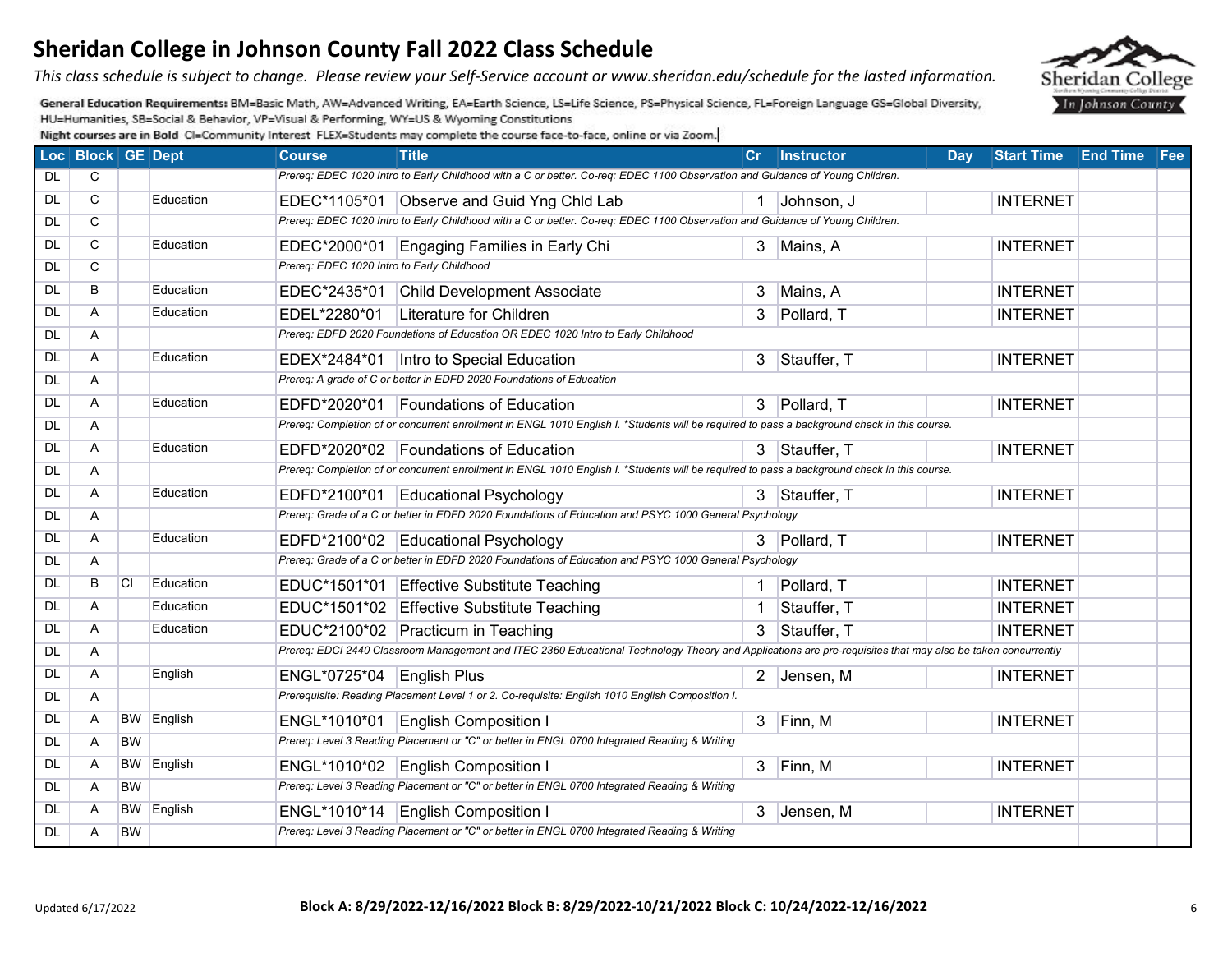# Sheridan College in Johnson County Fall 2022 Class Schedule

*This class schedule is subject to change. Please review your Self-Service account or www.sheridan.edu/schedule for the lasted information.*

**General Education Requirements:** BM=Basic Math, AW=Advanced Writing, EA=Earth Science, LS=Life Science, PS=Physical Science, FL=Foreign Language GS=Global Diversity, HU=Humanities, SB=Social & Behavior, VP=Visual & Performing, WY=US & Wyoming Constitutions

**Night courses are in Bold** CI=Community Interest FLEX=Students may complete the course face-to-face, online or via Zoom.

| Loc | Block | GE | Dept | Course | Title | Cr | Instructor | Day | Start Time | End Time | Fee |
|---|---|---|---|---|---|---|---|---|---|---|---|
| DL | C | | | *Prereq: EDEC 1020 Intro to Early Childhood with a C or better. Co-req: EDEC 1100 Observation and Guidance of Young Children.* | | | | | | | |
| DL | C | | Education | EDEC*1105*01 | Observe and Guid Yng Chld Lab | 1 | Johnson, J | | INTERNET | | |
| DL | C | | | *Prereq: EDEC 1020 Intro to Early Childhood with a C or better. Co-req: EDEC 1100 Observation and Guidance of Young Children.* | | | | | | | |
| DL | C | | Education | EDEC*2000*01 | Engaging Families in Early Chi | 3 | Mains, A | | INTERNET | | |
| DL | C | | | *Prereq: EDEC 1020 Intro to Early Childhood* | | | | | | | |
| DL | B | | Education | EDEC*2435*01 | Child Development Associate | 3 | Mains, A | | INTERNET | | |
| DL | A | | Education | EDEL*2280*01 | Literature for Children | 3 | Pollard, T | | INTERNET | | |
| DL | A | | | *Prereq: EDFD 2020 Foundations of Education OR EDEC 1020 Intro to Early Childhood* | | | | | | | |
| DL | A | | Education | EDEX*2484*01 | Intro to Special Education | 3 | Stauffer, T | | INTERNET | | |
| DL | A | | | *Prereq: A grade of C or better in EDFD 2020 Foundations of Education* | | | | | | | |
| DL | A | | Education | EDFD*2020*01 | Foundations of Education | 3 | Pollard, T | | INTERNET | | |
| DL | A | | | *Prereq: Completion of or concurrent enrollment in ENGL 1010 English I. *Students will be required to pass a background check in this course.* | | | | | | | |
| DL | A | | Education | EDFD*2020*02 | Foundations of Education | 3 | Stauffer, T | | INTERNET | | |
| DL | A | | | *Prereq: Completion of or concurrent enrollment in ENGL 1010 English I. *Students will be required to pass a background check in this course.* | | | | | | | |
| DL | A | | Education | EDFD*2100*01 | Educational Psychology | 3 | Stauffer, T | | INTERNET | | |
| DL | A | | | *Prereq: Grade of a C or better in EDFD 2020 Foundations of Education and PSYC 1000 General Psychology* | | | | | | | |
| DL | A | | Education | EDFD*2100*02 | Educational Psychology | 3 | Pollard, T | | INTERNET | | |
| DL | A | | | *Prereq: Grade of a C or better in EDFD 2020 Foundations of Education and PSYC 1000 General Psychology* | | | | | | | |
| DL | B | CI | Education | EDUC*1501*01 | Effective Substitute Teaching | 1 | Pollard, T | | INTERNET | | |
| DL | A | | Education | EDUC*1501*02 | Effective Substitute Teaching | 1 | Stauffer, T | | INTERNET | | |
| DL | A | | Education | EDUC*2100*02 | Practicum in Teaching | 3 | Stauffer, T | | INTERNET | | |
| DL | A | | | *Prereq: EDCI 2440 Classroom Management and ITEC 2360 Educational Technology Theory and Applications are pre-requisites that may also be taken concurrently* | | | | | | | |
| DL | A | | English | ENGL*0725*04 | English Plus | 2 | Jensen, M | | INTERNET | | |
| DL | A | | | *Prerequisite: Reading Placement Level 1 or 2. Co-requisite: English 1010 English Composition I.* | | | | | | | |
| DL | A | BW | English | ENGL*1010*01 | English Composition I | 3 | Finn, M | | INTERNET | | |
| DL | A | BW | | *Prereq: Level 3 Reading Placement or "C" or better in ENGL 0700 Integrated Reading & Writing* | | | | | | | |
| DL | A | BW | English | ENGL*1010*02 | English Composition I | 3 | Finn, M | | INTERNET | | |
| DL | A | BW | | *Prereq: Level 3 Reading Placement or "C" or better in ENGL 0700 Integrated Reading & Writing* | | | | | | | |
| DL | A | BW | English | ENGL*1010*14 | English Composition I | 3 | Jensen, M | | INTERNET | | |
| DL | A | BW | | *Prereq: Level 3 Reading Placement or "C" or better in ENGL 0700 Integrated Reading & Writing* | | | | | | | |

Updated 6/17/2022

**Block A: 8/29/2022-12/16/2022 Block B: 8/29/2022-10/21/2022 Block C: 10/24/2022-12/16/2022**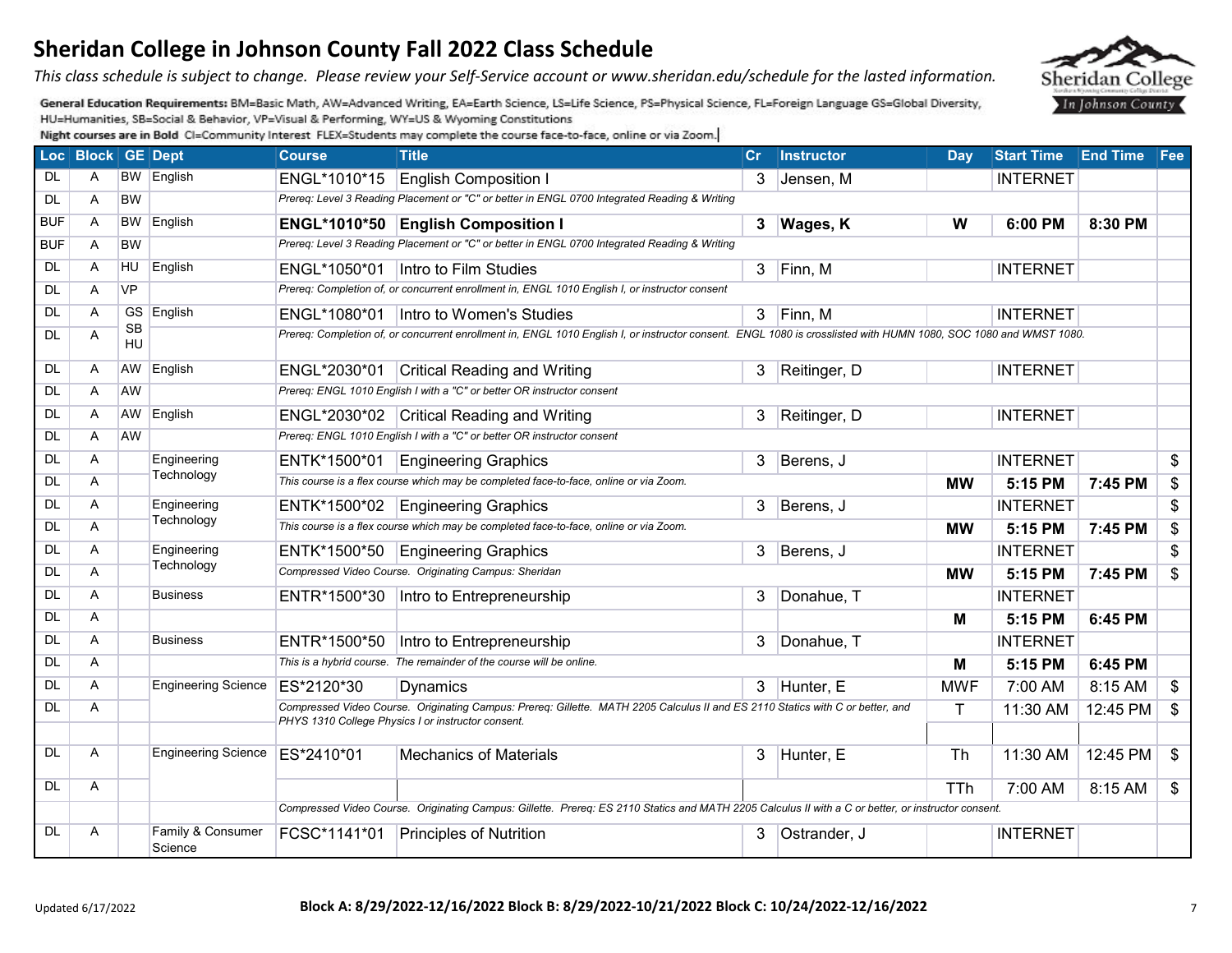# Sheridan College in Johnson County Fall 2022 Class Schedule

*This class schedule is subject to change. Please review your Self-Service account or www.sheridan.edu/schedule for the lasted information.*

**General Education Requirements:** BM=Basic Math, AW=Advanced Writing, EA=Earth Science, LS=Life Science, PS=Physical Science, FL=Foreign Language GS=Global Diversity, HU=Humanities, SB=Social & Behavior, VP=Visual & Performing, WY=US & Wyoming Constitutions

**Night courses are in Bold** CI=Community Interest FLEX=Students may complete the course face-to-face, online or via Zoom.

| Loc | Block | GE | Dept | Course | Title | Cr | Instructor | Day | Start Time | End Time | Fee |
|---|---|---|---|---|---|---|---|---|---|---|---|
| DL | A | BW | English | ENGL*1010*15 | English Composition I | 3 | Jensen, M | | INTERNET | | |
| DL | A | BW | | *Prereq: Level 3 Reading Placement or "C" or better in ENGL 0700 Integrated Reading & Writing* | | | | | | | |
| BUF | A | BW | English | **ENGL*1010*50** | **English Composition I** | **3** | **Wages, K** | **W** | **6:00 PM** | **8:30 PM** | |
| BUF | A | BW | | *Prereq: Level 3 Reading Placement or "C" or better in ENGL 0700 Integrated Reading & Writing* | | | | | | | |
| DL | A | HU | English | ENGL*1050*01 | Intro to Film Studies | 3 | Finn, M | | INTERNET | | |
| DL | A | VP | | *Prereq: Completion of, or concurrent enrollment in, ENGL 1010 English I, or instructor consent* | | | | | | | |
| DL | A | GS | English | ENGL*1080*01 | Intro to Women's Studies | 3 | Finn, M | | INTERNET | | |
| DL | A | SB HU | | *Prereq: Completion of, or concurrent enrollment in, ENGL 1010 English I, or instructor consent. ENGL 1080 is crosslisted with HUMN 1080, SOC 1080 and WMST 1080.* | | | | | | | |
| DL | A | AW | English | ENGL*2030*01 | Critical Reading and Writing | 3 | Reitinger, D | | INTERNET | | |
| DL | A | AW | | *Prereq: ENGL 1010 English I with a "C" or better OR instructor consent* | | | | | | | |
| DL | A | AW | English | ENGL*2030*02 | Critical Reading and Writing | 3 | Reitinger, D | | INTERNET | | |
| DL | A | AW | | *Prereq: ENGL 1010 English I with a "C" or better OR instructor consent* | | | | | | | |
| DL | A | | Engineering Technology | ENTK*1500*01 | Engineering Graphics | 3 | Berens, J | | INTERNET | | $ |
| DL | A | | | *This course is a flex course which may be completed face-to-face, online or via Zoom.* | | | | **MW** | **5:15 PM** | **7:45 PM** | $ |
| DL | A | | Engineering Technology | ENTK*1500*02 | Engineering Graphics | 3 | Berens, J | | INTERNET | | $ |
| DL | A | | | *This course is a flex course which may be completed face-to-face, online or via Zoom.* | | | | **MW** | **5:15 PM** | **7:45 PM** | $ |
| DL | A | | Engineering Technology | ENTK*1500*50 | Engineering Graphics | 3 | Berens, J | | INTERNET | | $ |
| DL | A | | | *Compressed Video Course. Originating Campus: Sheridan* | | | | **MW** | **5:15 PM** | **7:45 PM** | $ |
| DL | A | | Business | ENTR*1500*30 | Intro to Entrepreneurship | 3 | Donahue, T | | INTERNET | | |
| DL | A | | | | | | | **M** | **5:15 PM** | **6:45 PM** | |
| DL | A | | Business | ENTR*1500*50 | Intro to Entrepreneurship | 3 | Donahue, T | | INTERNET | | |
| DL | A | | | *This is a hybrid course. The remainder of the course will be online.* | | | | **M** | **5:15 PM** | **6:45 PM** | |
| DL | A | | Engineering Science | ES*2120*30 | Dynamics | 3 | Hunter, E | MWF | 7:00 AM | 8:15 AM | $ |
| DL | A | | | *Compressed Video Course. Originating Campus: Prereq: Gillette. MATH 2205 Calculus II and ES 2110 Statics with C or better, and PHYS 1310 College Physics I or instructor consent.* | | | | T | 11:30 AM | 12:45 PM | $ |
| DL | A | | Engineering Science | ES*2410*01 | Mechanics of Materials | 3 | Hunter, E | Th | 11:30 AM | 12:45 PM | $ |
| DL | A | | | | | | | TTh | 7:00 AM | 8:15 AM | $ |
| | | | | *Compressed Video Course. Originating Campus: Gillette. Prereq: ES 2110 Statics and MATH 2205 Calculus II with a C or better, or instructor consent.* | | | | | | | |
| DL | A | | Family & Consumer Science | FCSC*1141*01 | Principles of Nutrition | 3 | Ostrander, J | | INTERNET | | |

Updated 6/17/2022

**Block A: 8/29/2022-12/16/2022 Block B: 8/29/2022-10/21/2022 Block C: 10/24/2022-12/16/2022**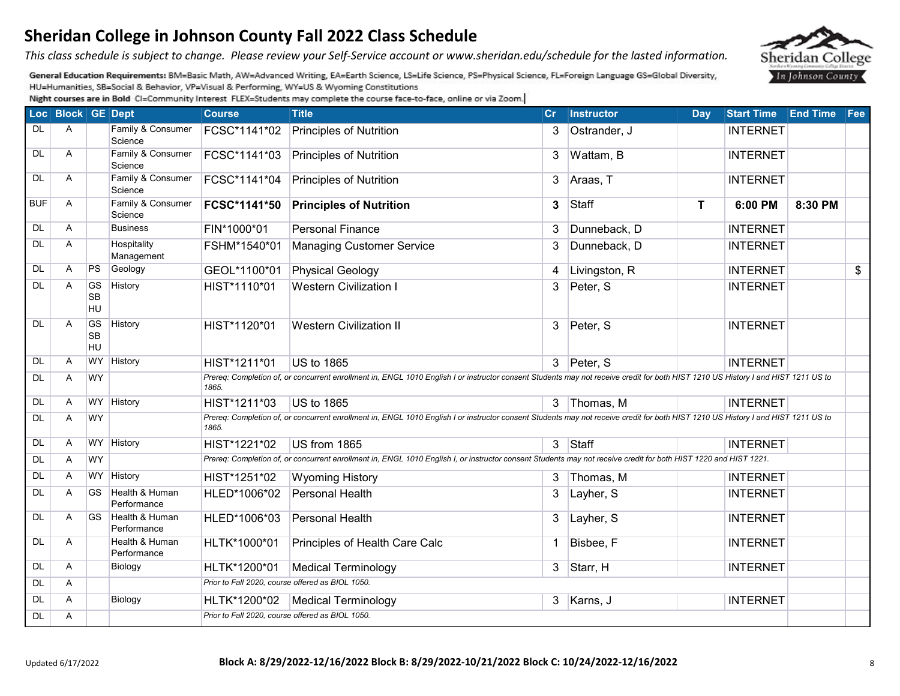# Sheridan College in Johnson County Fall 2022 Class Schedule

*This class schedule is subject to change. Please review your Self-Service account or www.sheridan.edu/schedule for the lasted information.*

**General Education Requirements:** BM=Basic Math, AW=Advanced Writing, EA=Earth Science, LS=Life Science, PS=Physical Science, FL=Foreign Language GS=Global Diversity, HU=Humanities, SB=Social & Behavior, VP=Visual & Performing, WY=US & Wyoming Constitutions

**Night courses are in Bold** CI=Community Interest FLEX=Students may complete the course face-to-face, online or via Zoom.

| Loc | Block | GE | Dept | Course | Title | Cr | Instructor | Day | Start Time | End Time | Fee |
|---|---|---|---|---|---|---|---|---|---|---|---|
| DL | A | | Family & Consumer Science | FCSC*1141*02 | Principles of Nutrition | 3 | Ostrander, J | | INTERNET | | |
| DL | A | | Family & Consumer Science | FCSC*1141*03 | Principles of Nutrition | 3 | Wattam, B | | INTERNET | | |
| DL | A | | Family & Consumer Science | FCSC*1141*04 | Principles of Nutrition | 3 | Araas, T | | INTERNET | | |
| BUF | A | | Family & Consumer Science | **FCSC*1141*50** | **Principles of Nutrition** | **3** | Staff | **T** | **6:00 PM** | **8:30 PM** | |
| DL | A | | Business | FIN*1000*01 | Personal Finance | 3 | Dunneback, D | | INTERNET | | |
| DL | A | | Hospitality Management | FSHM*1540*01 | Managing Customer Service | 3 | Dunneback, D | | INTERNET | | |
| DL | A | PS | Geology | GEOL*1100*01 | Physical Geology | 4 | Livingston, R | | INTERNET | | $ |
| DL | A | GS SB HU | History | HIST*1110*01 | Western Civilization I | 3 | Peter, S | | INTERNET | | |
| DL | A | GS SB HU | History | HIST*1120*01 | Western Civilization II | 3 | Peter, S | | INTERNET | | |
| DL | A | WY | History | HIST*1211*01 | US to 1865 | 3 | Peter, S | | INTERNET | | |
| DL | A | WY | | *Prereq: Completion of, or concurrent enrollment in, ENGL 1010 English I or instructor consent Students may not receive credit for both HIST 1210 US History I and HIST 1211 US to 1865.* | | | | | | | |
| DL | A | WY | History | HIST*1211*03 | US to 1865 | 3 | Thomas, M | | INTERNET | | |
| DL | A | WY | | *Prereq: Completion of, or concurrent enrollment in, ENGL 1010 English I or instructor consent Students may not receive credit for both HIST 1210 US History I and HIST 1211 US to 1865.* | | | | | | | |
| DL | A | WY | History | HIST*1221*02 | US from 1865 | 3 | Staff | | INTERNET | | |
| DL | A | WY | | *Prereq: Completion of, or concurrent enrollment in, ENGL 1010 English I, or instructor consent Students may not receive credit for both HIST 1220 and HIST 1221.* | | | | | | | |
| DL | A | WY | History | HIST*1251*02 | Wyoming History | 3 | Thomas, M | | INTERNET | | |
| DL | A | GS | Health & Human Performance | HLED*1006*02 | Personal Health | 3 | Layher, S | | INTERNET | | |
| DL | A | GS | Health & Human Performance | HLED*1006*03 | Personal Health | 3 | Layher, S | | INTERNET | | |
| DL | A | | Health & Human Performance | HLTK*1000*01 | Principles of Health Care Calc | 1 | Bisbee, F | | INTERNET | | |
| DL | A | | Biology | HLTK*1200*01 | Medical Terminology | 3 | Starr, H | | INTERNET | | |
| DL | A | | | *Prior to Fall 2020, course offered as BIOL 1050.* | | | | | | | |
| DL | A | | Biology | HLTK*1200*02 | Medical Terminology | 3 | Karns, J | | INTERNET | | |
| DL | A | | | *Prior to Fall 2020, course offered as BIOL 1050.* | | | | | | | |

Updated 6/17/2022

**Block A: 8/29/2022-12/16/2022 Block B: 8/29/2022-10/21/2022 Block C: 10/24/2022-12/16/2022**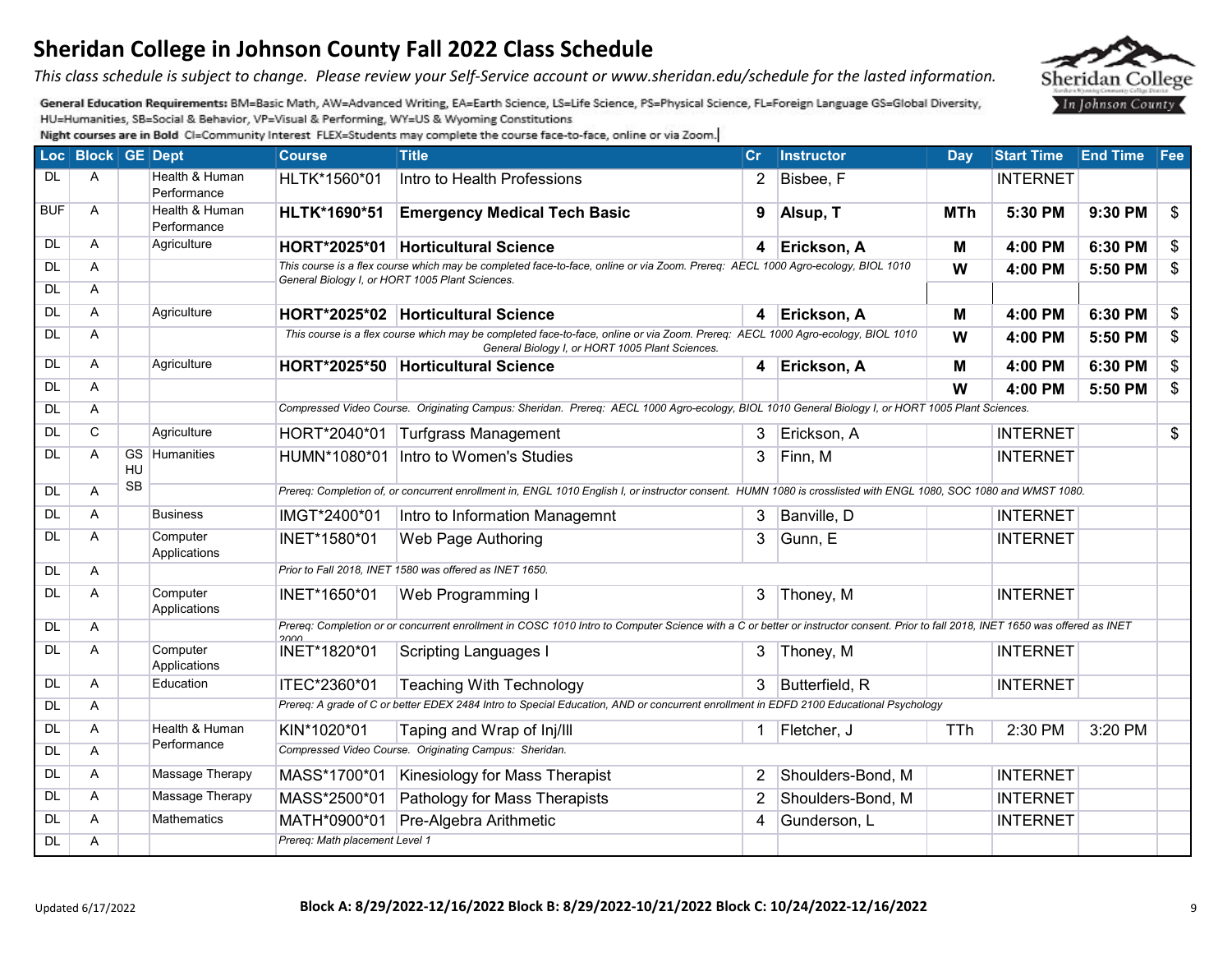# Sheridan College in Johnson County Fall 2022 Class Schedule

*This class schedule is subject to change. Please review your Self-Service account or www.sheridan.edu/schedule for the lasted information.*

**General Education Requirements:** BM=Basic Math, AW=Advanced Writing, EA=Earth Science, LS=Life Science, PS=Physical Science, FL=Foreign Language GS=Global Diversity, HU=Humanities, SB=Social & Behavior, VP=Visual & Performing, WY=US & Wyoming Constitutions

**Night courses are in Bold** CI=Community Interest FLEX=Students may complete the course face-to-face, online or via Zoom.

| Loc | Block | GE | Dept | Course | Title | Cr | Instructor | Day | Start Time | End Time | Fee |
|---|---|---|---|---|---|---|---|---|---|---|---|
| DL | A | | Health & Human Performance | HLTK*1560*01 | Intro to Health Professions | 2 | Bisbee, F | | INTERNET | | |
| BUF | A | | Health & Human Performance | **HLTK*1690*51** | **Emergency Medical Tech Basic** | **9** | **Alsup, T** | **MTh** | **5:30 PM** | **9:30 PM** | $ |
| DL | A | | Agriculture | **HORT*2025*01** | **Horticultural Science** | **4** | **Erickson, A** | **M** | **4:00 PM** | **6:30 PM** | $ |
| DL | A | | | *This course is a flex course which may be completed face-to-face, online or via Zoom. Prereq: AECL 1000 Agro-ecology, BIOL 1010 General Biology I, or HORT 1005 Plant Sciences.* | | | | **W** | **4:00 PM** | **5:50 PM** | $ |
| DL | A | | | | | | | | | | |
| DL | A | | Agriculture | **HORT*2025*02** | **Horticultural Science** | **4** | **Erickson, A** | **M** | **4:00 PM** | **6:30 PM** | $ |
| DL | A | | | *This course is a flex course which may be completed face-to-face, online or via Zoom. Prereq: AECL 1000 Agro-ecology, BIOL 1010 General Biology I, or HORT 1005 Plant Sciences.* | | | | **W** | **4:00 PM** | **5:50 PM** | $ |
| DL | A | | Agriculture | **HORT*2025*50** | **Horticultural Science** | **4** | **Erickson, A** | **M** | **4:00 PM** | **6:30 PM** | $ |
| DL | A | | | | | | | **W** | **4:00 PM** | **5:50 PM** | $ |
| DL | A | | | *Compressed Video Course. Originating Campus: Sheridan. Prereq: AECL 1000 Agro-ecology, BIOL 1010 General Biology I, or HORT 1005 Plant Sciences.* | | | | | | | |
| DL | C | | Agriculture | HORT*2040*01 | Turfgrass Management | 3 | Erickson, A | | INTERNET | | $ |
| DL | A | GS HU | Humanities | HUMN*1080*01 | Intro to Women's Studies | 3 | Finn, M | | INTERNET | | |
| DL | A | SB | | *Prereq: Completion of, or concurrent enrollment in, ENGL 1010 English I, or instructor consent. HUMN 1080 is crosslisted with ENGL 1080, SOC 1080 and WMST 1080.* | | | | | | | |
| DL | A | | Business | IMGT*2400*01 | Intro to Information Managemnt | 3 | Banville, D | | INTERNET | | |
| DL | A | | Computer Applications | INET*1580*01 | Web Page Authoring | 3 | Gunn, E | | INTERNET | | |
| DL | A | | | *Prior to Fall 2018, INET 1580 was offered as INET 1650.* | | | | | | | |
| DL | A | | Computer Applications | INET*1650*01 | Web Programming I | 3 | Thoney, M | | INTERNET | | |
| DL | A | | | *Prereq: Completion or or concurrent enrollment in COSC 1010 Intro to Computer Science with a C or better or instructor consent. Prior to fall 2018, INET 1650 was offered as INET 2000* | | | | | | | |
| DL | A | | Computer Applications | INET*1820*01 | Scripting Languages I | 3 | Thoney, M | | INTERNET | | |
| DL | A | | Education | ITEC*2360*01 | Teaching With Technology | 3 | Butterfield, R | | INTERNET | | |
| DL | A | | | *Prereq: A grade of C or better EDEX 2484 Intro to Special Education, AND or concurrent enrollment in EDFD 2100 Educational Psychology* | | | | | | | |
| DL | A | | Health & Human Performance | KIN*1020*01 | Taping and Wrap of Inj/Ill | 1 | Fletcher, J | TTh | 2:30 PM | 3:20 PM | |
| DL | A | | | *Compressed Video Course. Originating Campus: Sheridan.* | | | | | | | |
| DL | A | | Massage Therapy | MASS*1700*01 | Kinesiology for Mass Therapist | 2 | Shoulders-Bond, M | | INTERNET | | |
| DL | A | | Massage Therapy | MASS*2500*01 | Pathology for Mass Therapists | 2 | Shoulders-Bond, M | | INTERNET | | |
| DL | A | | Mathematics | MATH*0900*01 | Pre-Algebra Arithmetic | 4 | Gunderson, L | | INTERNET | | |
| DL | A | | | *Prereq: Math placement Level 1* | | | | | | | |

Updated 6/17/2022

**Block A: 8/29/2022-12/16/2022 Block B: 8/29/2022-10/21/2022 Block C: 10/24/2022-12/16/2022**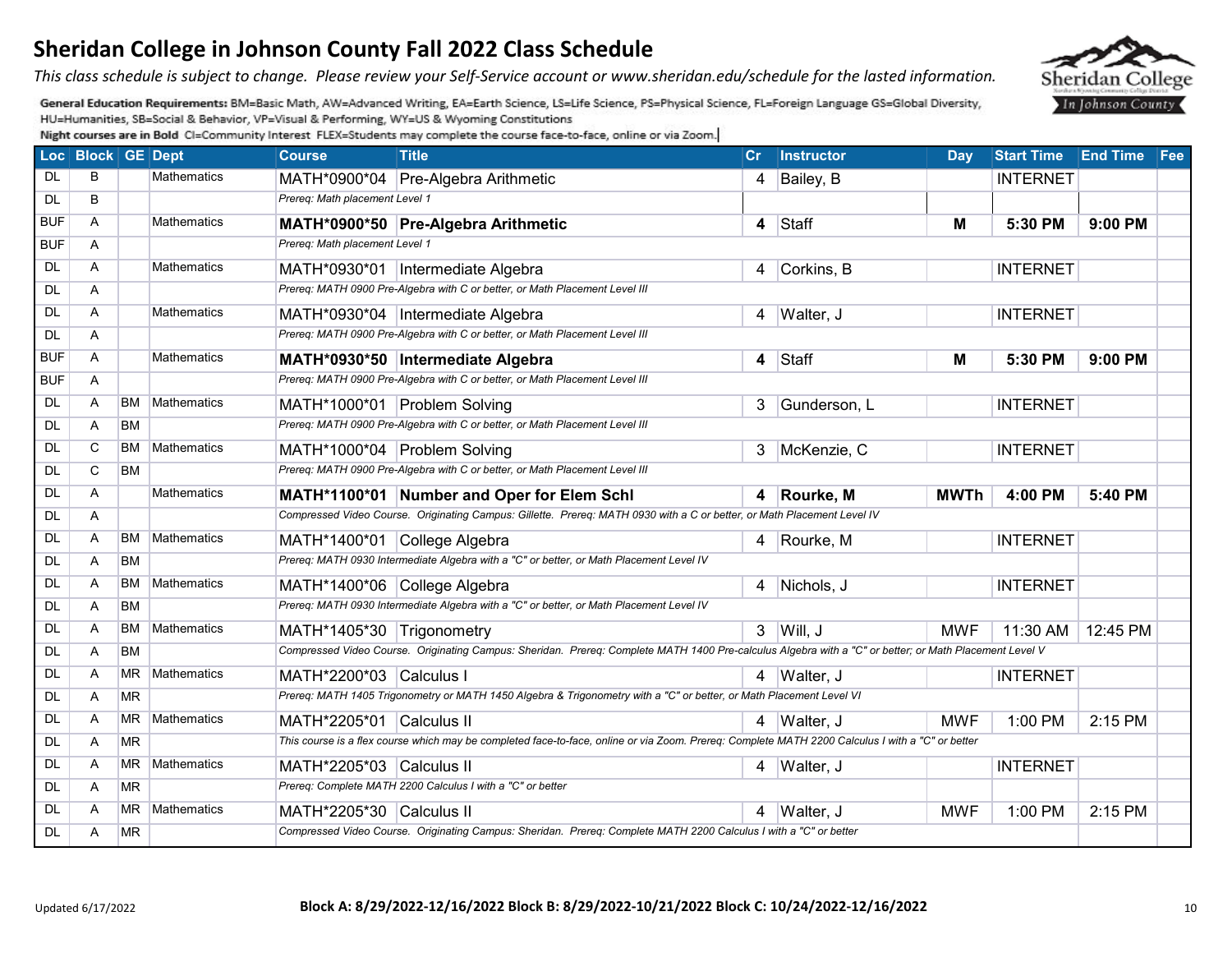# Sheridan College in Johnson County Fall 2022 Class Schedule

*This class schedule is subject to change. Please review your Self-Service account or www.sheridan.edu/schedule for the lasted information.*

**General Education Requirements:** BM=Basic Math, AW=Advanced Writing, EA=Earth Science, LS=Life Science, PS=Physical Science, FL=Foreign Language GS=Global Diversity, HU=Humanities, SB=Social & Behavior, VP=Visual & Performing, WY=US & Wyoming Constitutions

**Night courses are in Bold** CI=Community Interest FLEX=Students may complete the course face-to-face, online or via Zoom.

| Loc | Block | GE | Dept | Course | Title | Cr | Instructor | Day | Start Time | End Time | Fee |
|---|---|---|---|---|---|---|---|---|---|---|---|
| DL | B | | Mathematics | MATH*0900*04 | Pre-Algebra Arithmetic | 4 | Bailey, B | | INTERNET | | |
| DL | B | | | *Prereq: Math placement Level 1* | | | | | | | |
| BUF | A | | Mathematics | **MATH*0900*50** | **Pre-Algebra Arithmetic** | **4** | Staff | **M** | **5:30 PM** | **9:00 PM** | |
| BUF | A | | | *Prereq: Math placement Level 1* | | | | | | | |
| DL | A | | Mathematics | MATH*0930*01 | Intermediate Algebra | 4 | Corkins, B | | INTERNET | | |
| DL | A | | | *Prereq: MATH 0900 Pre-Algebra with C or better, or Math Placement Level III* | | | | | | | |
| DL | A | | Mathematics | MATH*0930*04 | Intermediate Algebra | 4 | Walter, J | | INTERNET | | |
| DL | A | | | *Prereq: MATH 0900 Pre-Algebra with C or better, or Math Placement Level III* | | | | | | | |
| BUF | A | | Mathematics | **MATH*0930*50** | **Intermediate Algebra** | **4** | Staff | **M** | **5:30 PM** | **9:00 PM** | |
| BUF | A | | | *Prereq: MATH 0900 Pre-Algebra with C or better, or Math Placement Level III* | | | | | | | |
| DL | A | BM | Mathematics | MATH*1000*01 | Problem Solving | 3 | Gunderson, L | | INTERNET | | |
| DL | A | BM | | *Prereq: MATH 0900 Pre-Algebra with C or better, or Math Placement Level III* | | | | | | | |
| DL | C | BM | Mathematics | MATH*1000*04 | Problem Solving | 3 | McKenzie, C | | INTERNET | | |
| DL | C | BM | | *Prereq: MATH 0900 Pre-Algebra with C or better, or Math Placement Level III* | | | | | | | |
| DL | A | | Mathematics | **MATH*1100*01** | **Number and Oper for Elem Schl** | **4** | **Rourke, M** | **MWTh** | **4:00 PM** | **5:40 PM** | |
| DL | A | | | *Compressed Video Course. Originating Campus: Gillette. Prereq: MATH 0930 with a C or better, or Math Placement Level IV* | | | | | | | |
| DL | A | BM | Mathematics | MATH*1400*01 | College Algebra | 4 | Rourke, M | | INTERNET | | |
| DL | A | BM | | *Prereq: MATH 0930 Intermediate Algebra with a "C" or better, or Math Placement Level IV* | | | | | | | |
| DL | A | BM | Mathematics | MATH*1400*06 | College Algebra | 4 | Nichols, J | | INTERNET | | |
| DL | A | BM | | *Prereq: MATH 0930 Intermediate Algebra with a "C" or better, or Math Placement Level IV* | | | | | | | |
| DL | A | BM | Mathematics | MATH*1405*30 | Trigonometry | 3 | Will, J | MWF | 11:30 AM | 12:45 PM | |
| DL | A | BM | | *Compressed Video Course. Originating Campus: Sheridan. Prereq: Complete MATH 1400 Pre-calculus Algebra with a "C" or better; or Math Placement Level V* | | | | | | | |
| DL | A | MR | Mathematics | MATH*2200*03 | Calculus I | 4 | Walter, J | | INTERNET | | |
| DL | A | MR | | *Prereq: MATH 1405 Trigonometry or MATH 1450 Algebra & Trigonometry with a "C" or better, or Math Placement Level VI* | | | | | | | |
| DL | A | MR | Mathematics | MATH*2205*01 | Calculus II | 4 | Walter, J | MWF | 1:00 PM | 2:15 PM | |
| DL | A | MR | | *This course is a flex course which may be completed face-to-face, online or via Zoom. Prereq: Complete MATH 2200 Calculus I with a "C" or better* | | | | | | | |
| DL | A | MR | Mathematics | MATH*2205*03 | Calculus II | 4 | Walter, J | | INTERNET | | |
| DL | A | MR | | *Prereq: Complete MATH 2200 Calculus I with a "C" or better* | | | | | | | |
| DL | A | MR | Mathematics | MATH*2205*30 | Calculus II | 4 | Walter, J | MWF | 1:00 PM | 2:15 PM | |
| DL | A | MR | | *Compressed Video Course. Originating Campus: Sheridan. Prereq: Complete MATH 2200 Calculus I with a "C" or better* | | | | | | | |

Updated 6/17/2022

**Block A: 8/29/2022-12/16/2022 Block B: 8/29/2022-10/21/2022 Block C: 10/24/2022-12/16/2022**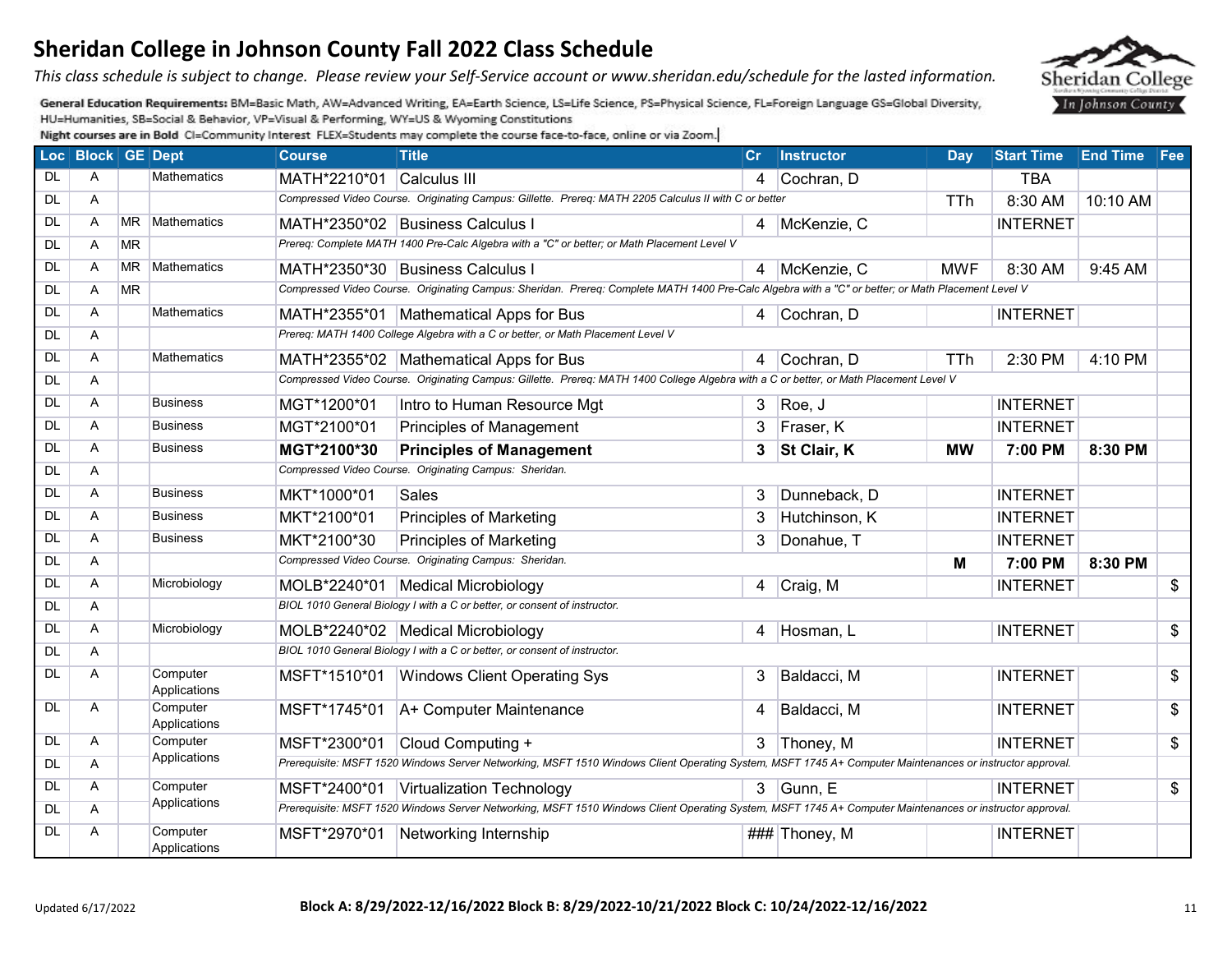# Sheridan College in Johnson County Fall 2022 Class Schedule

*This class schedule is subject to change. Please review your Self-Service account or www.sheridan.edu/schedule for the lasted information.*

**General Education Requirements:** BM=Basic Math, AW=Advanced Writing, EA=Earth Science, LS=Life Science, PS=Physical Science, FL=Foreign Language GS=Global Diversity, HU=Humanities, SB=Social & Behavior, VP=Visual & Performing, WY=US & Wyoming Constitutions

**Night courses are in Bold** CI=Community Interest FLEX=Students may complete the course face-to-face, online or via Zoom.

| Loc | Block | GE | Dept | Course | Title | Cr | Instructor | Day | Start Time | End Time | Fee |
|---|---|---|---|---|---|---|---|---|---|---|---|
| DL | A | | Mathematics | MATH*2210*01 | Calculus III | 4 | Cochran, D | | TBA | | |
| DL | A | | | *Compressed Video Course. Originating Campus: Gillette. Prereq: MATH 2205 Calculus II with C or better* | | | | TTh | 8:30 AM | 10:10 AM | |
| DL | A | MR | Mathematics | MATH*2350*02 | Business Calculus I | 4 | McKenzie, C | | INTERNET | | |
| DL | A | MR | | *Prereq: Complete MATH 1400 Pre-Calc Algebra with a "C" or better; or Math Placement Level V* | | | | | | | |
| DL | A | MR | Mathematics | MATH*2350*30 | Business Calculus I | 4 | McKenzie, C | MWF | 8:30 AM | 9:45 AM | |
| DL | A | MR | | *Compressed Video Course. Originating Campus: Sheridan. Prereq: Complete MATH 1400 Pre-Calc Algebra with a "C" or better; or Math Placement Level V* | | | | | | | |
| DL | A | | Mathematics | MATH*2355*01 | Mathematical Apps for Bus | 4 | Cochran, D | | INTERNET | | |
| DL | A | | | *Prereq: MATH 1400 College Algebra with a C or better, or Math Placement Level V* | | | | | | | |
| DL | A | | Mathematics | MATH*2355*02 | Mathematical Apps for Bus | 4 | Cochran, D | TTh | 2:30 PM | 4:10 PM | |
| DL | A | | | *Compressed Video Course. Originating Campus: Gillette. Prereq: MATH 1400 College Algebra with a C or better, or Math Placement Level V* | | | | | | | |
| DL | A | | Business | MGT*1200*01 | Intro to Human Resource Mgt | 3 | Roe, J | | INTERNET | | |
| DL | A | | Business | MGT*2100*01 | Principles of Management | 3 | Fraser, K | | INTERNET | | |
| DL | A | | Business | **MGT*2100*30** | **Principles of Management** | **3** | **St Clair, K** | **MW** | **7:00 PM** | **8:30 PM** | |
| DL | A | | | *Compressed Video Course. Originating Campus: Sheridan.* | | | | | | | |
| DL | A | | Business | MKT*1000*01 | Sales | 3 | Dunneback, D | | INTERNET | | |
| DL | A | | Business | MKT*2100*01 | Principles of Marketing | 3 | Hutchinson, K | | INTERNET | | |
| DL | A | | Business | MKT*2100*30 | Principles of Marketing | 3 | Donahue, T | | INTERNET | | |
| DL | A | | | *Compressed Video Course. Originating Campus: Sheridan.* | | | | **M** | **7:00 PM** | **8:30 PM** | |
| DL | A | | Microbiology | MOLB*2240*01 | Medical Microbiology | 4 | Craig, M | | INTERNET | | $ |
| DL | A | | | *BIOL 1010 General Biology I with a C or better, or consent of instructor.* | | | | | | | |
| DL | A | | Microbiology | MOLB*2240*02 | Medical Microbiology | 4 | Hosman, L | | INTERNET | | $ |
| DL | A | | | *BIOL 1010 General Biology I with a C or better, or consent of instructor.* | | | | | | | |
| DL | A | | Computer Applications | MSFT*1510*01 | Windows Client Operating Sys | 3 | Baldacci, M | | INTERNET | | $ |
| DL | A | | Computer Applications | MSFT*1745*01 | A+ Computer Maintenance | 4 | Baldacci, M | | INTERNET | | $ |
| DL | A | | Computer Applications | MSFT*2300*01 | Cloud Computing + | 3 | Thoney, M | | INTERNET | | $ |
| DL | A | | | *Prerequisite: MSFT 1520 Windows Server Networking, MSFT 1510 Windows Client Operating System, MSFT 1745 A+ Computer Maintenances or instructor approval.* | | | | | | | |
| DL | A | | Computer Applications | MSFT*2400*01 | Virtualization Technology | 3 | Gunn, E | | INTERNET | | $ |
| DL | A | | | *Prerequisite: MSFT 1520 Windows Server Networking, MSFT 1510 Windows Client Operating System, MSFT 1745 A+ Computer Maintenances or instructor approval.* | | | | | | | |
| DL | A | | Computer Applications | MSFT*2970*01 | Networking Internship | ### | Thoney, M | | INTERNET | | |

Updated 6/17/2022

**Block A: 8/29/2022-12/16/2022 Block B: 8/29/2022-10/21/2022 Block C: 10/24/2022-12/16/2022**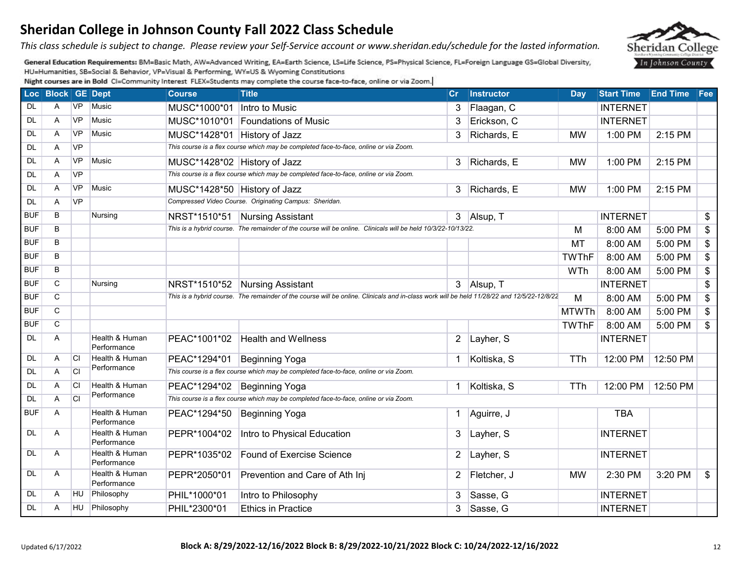# Sheridan College in Johnson County Fall 2022 Class Schedule

*This class schedule is subject to change. Please review your Self-Service account or www.sheridan.edu/schedule for the lasted information.*

**General Education Requirements:** BM=Basic Math, AW=Advanced Writing, EA=Earth Science, LS=Life Science, PS=Physical Science, FL=Foreign Language GS=Global Diversity, HU=Humanities, SB=Social & Behavior, VP=Visual & Performing, WY=US & Wyoming Constitutions

**Night courses are in Bold** CI=Community Interest FLEX=Students may complete the course face-to-face, online or via Zoom.

| Loc | Block | GE | Dept | Course | Title | Cr | Instructor | Day | Start Time | End Time | Fee |
|---|---|---|---|---|---|---|---|---|---|---|---|
| DL | A | VP | Music | MUSC*1000*01 | Intro to Music | 3 | Flaagan, C | | INTERNET | | |
| DL | A | VP | Music | MUSC*1010*01 | Foundations of Music | 3 | Erickson, C | | INTERNET | | |
| DL | A | VP | Music | MUSC*1428*01 | History of Jazz | 3 | Richards, E | MW | 1:00 PM | 2:15 PM | |
| DL | A | VP | | *This course is a flex course which may be completed face-to-face, online or via Zoom.* | | | | | | | |
| DL | A | VP | Music | MUSC*1428*02 | History of Jazz | 3 | Richards, E | MW | 1:00 PM | 2:15 PM | |
| DL | A | VP | | *This course is a flex course which may be completed face-to-face, online or via Zoom.* | | | | | | | |
| DL | A | VP | Music | MUSC*1428*50 | History of Jazz | 3 | Richards, E | MW | 1:00 PM | 2:15 PM | |
| DL | A | VP | | *Compressed Video Course. Originating Campus: Sheridan.* | | | | | | | |
| BUF | B | | Nursing | NRST*1510*51 | Nursing Assistant | 3 | Alsup, T | | INTERNET | | $ |
| BUF | B | | | *This is a hybrid course. The remainder of the course will be online. Clinicals will be held 10/3/22-10/13/22.* | | | | M | 8:00 AM | 5:00 PM | $ |
| BUF | B | | | | | | | MT | 8:00 AM | 5:00 PM | $ |
| BUF | B | | | | | | | TWThF | 8:00 AM | 5:00 PM | $ |
| BUF | B | | | | | | | WTh | 8:00 AM | 5:00 PM | $ |
| BUF | C | | Nursing | NRST*1510*52 | Nursing Assistant | 3 | Alsup, T | | INTERNET | | $ |
| BUF | C | | | *This is a hybrid course. The remainder of the course will be online. Clinicals and in-class work will be held 11/28/22 and 12/5/22-12/8/22* | | | | M | 8:00 AM | 5:00 PM | $ |
| BUF | C | | | | | | | MTWTh | 8:00 AM | 5:00 PM | $ |
| BUF | C | | | | | | | TWThF | 8:00 AM | 5:00 PM | $ |
| DL | A | | Health & Human Performance | PEAC*1001*02 | Health and Wellness | 2 | Layher, S | | INTERNET | | |
| DL | A | CI | Health & Human Performance | PEAC*1294*01 | Beginning Yoga | 1 | Koltiska, S | TTh | 12:00 PM | 12:50 PM | |
| DL | A | CI | | *This course is a flex course which may be completed face-to-face, online or via Zoom.* | | | | | | | |
| DL | A | CI | Health & Human Performance | PEAC*1294*02 | Beginning Yoga | 1 | Koltiska, S | TTh | 12:00 PM | 12:50 PM | |
| DL | A | CI | | *This course is a flex course which may be completed face-to-face, online or via Zoom.* | | | | | | | |
| BUF | A | | Health & Human Performance | PEAC*1294*50 | Beginning Yoga | 1 | Aguirre, J | | TBA | | |
| DL | A | | Health & Human Performance | PEPR*1004*02 | Intro to Physical Education | 3 | Layher, S | | INTERNET | | |
| DL | A | | Health & Human Performance | PEPR*1035*02 | Found of Exercise Science | 2 | Layher, S | | INTERNET | | |
| DL | A | | Health & Human Performance | PEPR*2050*01 | Prevention and Care of Ath Inj | 2 | Fletcher, J | MW | 2:30 PM | 3:20 PM | $ |
| DL | A | HU | Philosophy | PHIL*1000*01 | Intro to Philosophy | 3 | Sasse, G | | INTERNET | | |
| DL | A | HU | Philosophy | PHIL*2300*01 | Ethics in Practice | 3 | Sasse, G | | INTERNET | | |

Updated 6/17/2022

**Block A: 8/29/2022-12/16/2022 Block B: 8/29/2022-10/21/2022 Block C: 10/24/2022-12/16/2022**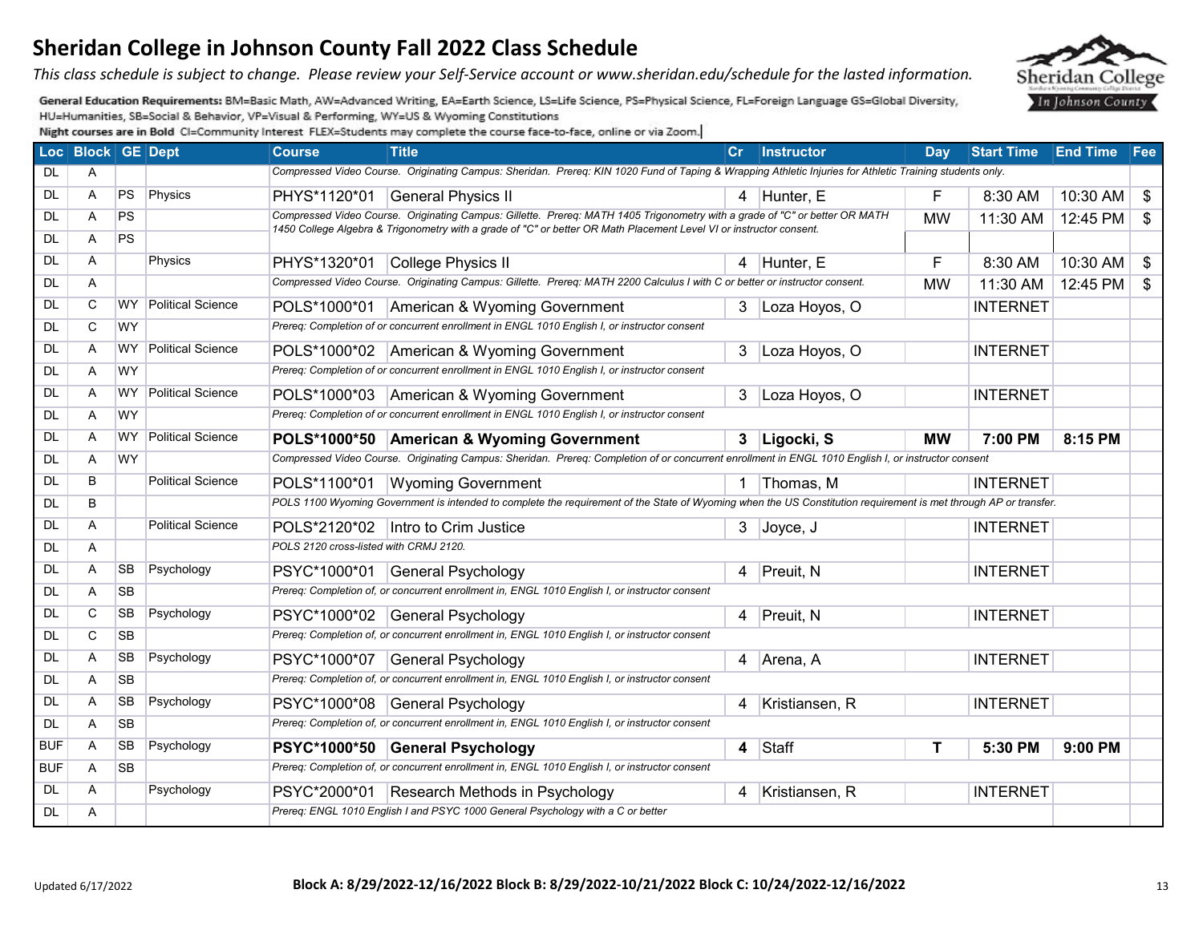# Sheridan College in Johnson County Fall 2022 Class Schedule

*This class schedule is subject to change. Please review your Self-Service account or www.sheridan.edu/schedule for the lasted information.*

**General Education Requirements:** BM=Basic Math, AW=Advanced Writing, EA=Earth Science, LS=Life Science, PS=Physical Science, FL=Foreign Language GS=Global Diversity, HU=Humanities, SB=Social & Behavior, VP=Visual & Performing, WY=US & Wyoming Constitutions

**Night courses are in Bold** CI=Community Interest FLEX=Students may complete the course face-to-face, online or via Zoom.

| Loc | Block | GE | Dept | Course | Title | Cr | Instructor | Day | Start Time | End Time | Fee |
|---|---|---|---|---|---|---|---|---|---|---|---|
| DL | A | | | *Compressed Video Course. Originating Campus: Sheridan. Prereq: KIN 1020 Fund of Taping & Wrapping Athletic Injuries for Athletic Training students only.* | | | | | | | |
| DL | A | PS | Physics | PHYS*1120*01 | General Physics II | 4 | Hunter, E | F | 8:30 AM | 10:30 AM | $ |
| DL | A | PS | | *Compressed Video Course. Originating Campus: Gillette. Prereq: MATH 1405 Trigonometry with a grade of "C" or better OR MATH 1450 College Algebra & Trigonometry with a grade of "C" or better OR Math Placement Level VI or instructor consent.* | | | | MW | 11:30 AM | 12:45 PM | $ |
| DL | A | PS | | | | | | | | | |
| DL | A | | Physics | PHYS*1320*01 | College Physics II | 4 | Hunter, E | F | 8:30 AM | 10:30 AM | $ |
| DL | A | | | *Compressed Video Course. Originating Campus: Gillette. Prereq: MATH 2200 Calculus I with C or better or instructor consent.* | | | | MW | 11:30 AM | 12:45 PM | $ |
| DL | C | WY | Political Science | POLS*1000*01 | American & Wyoming Government | 3 | Loza Hoyos, O | | INTERNET | | |
| DL | C | WY | | *Prereq: Completion of or concurrent enrollment in ENGL 1010 English I, or instructor consent* | | | | | | | |
| DL | A | WY | Political Science | POLS*1000*02 | American & Wyoming Government | 3 | Loza Hoyos, O | | INTERNET | | |
| DL | A | WY | | *Prereq: Completion of or concurrent enrollment in ENGL 1010 English I, or instructor consent* | | | | | | | |
| DL | A | WY | Political Science | POLS*1000*03 | American & Wyoming Government | 3 | Loza Hoyos, O | | INTERNET | | |
| DL | A | WY | | *Prereq: Completion of or concurrent enrollment in ENGL 1010 English I, or instructor consent* | | | | | | | |
| DL | A | WY | Political Science | **POLS*1000*50** | **American & Wyoming Government** | **3** | **Ligocki, S** | **MW** | **7:00 PM** | **8:15 PM** | |
| DL | A | WY | | *Compressed Video Course. Originating Campus: Sheridan. Prereq: Completion of or concurrent enrollment in ENGL 1010 English I, or instructor consent* | | | | | | | |
| DL | B | | Political Science | POLS*1100*01 | Wyoming Government | 1 | Thomas, M | | INTERNET | | |
| DL | B | | | *POLS 1100 Wyoming Government is intended to complete the requirement of the State of Wyoming when the US Constitution requirement is met through AP or transfer.* | | | | | | | |
| DL | A | | Political Science | POLS*2120*02 | Intro to Crim Justice | 3 | Joyce, J | | INTERNET | | |
| DL | A | | | *POLS 2120 cross-listed with CRMJ 2120.* | | | | | | | |
| DL | A | SB | Psychology | PSYC*1000*01 | General Psychology | 4 | Preuit, N | | INTERNET | | |
| DL | A | SB | | *Prereq: Completion of, or concurrent enrollment in, ENGL 1010 English I, or instructor consent* | | | | | | | |
| DL | C | SB | Psychology | PSYC*1000*02 | General Psychology | 4 | Preuit, N | | INTERNET | | |
| DL | C | SB | | *Prereq: Completion of, or concurrent enrollment in, ENGL 1010 English I, or instructor consent* | | | | | | | |
| DL | A | SB | Psychology | PSYC*1000*07 | General Psychology | 4 | Arena, A | | INTERNET | | |
| DL | A | SB | | *Prereq: Completion of, or concurrent enrollment in, ENGL 1010 English I, or instructor consent* | | | | | | | |
| DL | A | SB | Psychology | PSYC*1000*08 | General Psychology | 4 | Kristiansen, R | | INTERNET | | |
| DL | A | SB | | *Prereq: Completion of, or concurrent enrollment in, ENGL 1010 English I, or instructor consent* | | | | | | | |
| BUF | A | SB | Psychology | **PSYC*1000*50** | **General Psychology** | **4** | Staff | **T** | **5:30 PM** | **9:00 PM** | |
| BUF | A | SB | | *Prereq: Completion of, or concurrent enrollment in, ENGL 1010 English I, or instructor consent* | | | | | | | |
| DL | A | | Psychology | PSYC*2000*01 | Research Methods in Psychology | 4 | Kristiansen, R | | INTERNET | | |
| DL | A | | | *Prereq: ENGL 1010 English I and PSYC 1000 General Psychology with a C or better* | | | | | | | |

Updated 6/17/2022

**Block A: 8/29/2022-12/16/2022 Block B: 8/29/2022-10/21/2022 Block C: 10/24/2022-12/16/2022**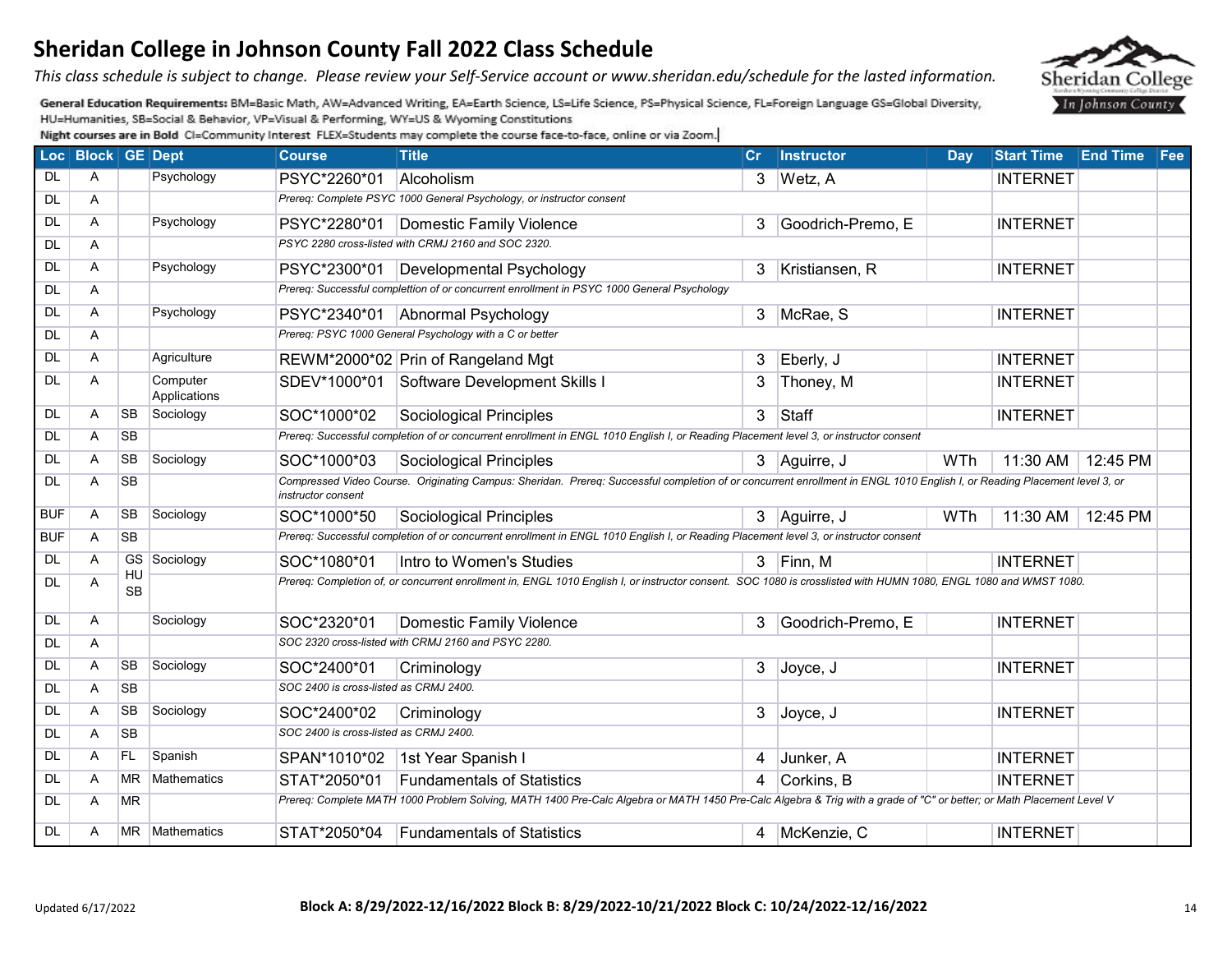# Sheridan College in Johnson County Fall 2022 Class Schedule

*This class schedule is subject to change. Please review your Self-Service account or www.sheridan.edu/schedule for the lasted information.*

**General Education Requirements:** BM=Basic Math, AW=Advanced Writing, EA=Earth Science, LS=Life Science, PS=Physical Science, FL=Foreign Language GS=Global Diversity, HU=Humanities, SB=Social & Behavior, VP=Visual & Performing, WY=US & Wyoming Constitutions

**Night courses are in Bold** CI=Community Interest FLEX=Students may complete the course face-to-face, online or via Zoom.

| Loc | Block | GE | Dept | Course | Title | Cr | Instructor | Day | Start Time | End Time | Fee |
|---|---|---|---|---|---|---|---|---|---|---|---|
| DL | A | | Psychology | PSYC*2260*01 | Alcoholism | 3 | Wetz, A | | INTERNET | | |
| DL | A | | | *Prereq: Complete PSYC 1000 General Psychology, or instructor consent* | | | | | | | |
| DL | A | | Psychology | PSYC*2280*01 | Domestic Family Violence | 3 | Goodrich-Premo, E | | INTERNET | | |
| DL | A | | | *PSYC 2280 cross-listed with CRMJ 2160 and SOC 2320.* | | | | | | | |
| DL | A | | Psychology | PSYC*2300*01 | Developmental Psychology | 3 | Kristiansen, R | | INTERNET | | |
| DL | A | | | *Prereq: Successful complettion of or concurrent enrollment in PSYC 1000 General Psychology* | | | | | | | |
| DL | A | | Psychology | PSYC*2340*01 | Abnormal Psychology | 3 | McRae, S | | INTERNET | | |
| DL | A | | | *Prereq: PSYC 1000 General Psychology with a C or better* | | | | | | | |
| DL | A | | Agriculture | REWM*2000*02 | Prin of Rangeland Mgt | 3 | Eberly, J | | INTERNET | | |
| DL | A | | Computer Applications | SDEV*1000*01 | Software Development Skills I | 3 | Thoney, M | | INTERNET | | |
| DL | A | SB | Sociology | SOC*1000*02 | Sociological Principles | 3 | Staff | | INTERNET | | |
| DL | A | SB | | *Prereq: Successful completion of or concurrent enrollment in ENGL 1010 English I, or Reading Placement level 3, or instructor consent* | | | | | | | |
| DL | A | SB | Sociology | SOC*1000*03 | Sociological Principles | 3 | Aguirre, J | WTh | 11:30 AM | 12:45 PM | |
| DL | A | SB | | *Compressed Video Course. Originating Campus: Sheridan. Prereq: Successful completion of or concurrent enrollment in ENGL 1010 English I, or Reading Placement level 3, or instructor consent* | | | | | | | |
| BUF | A | SB | Sociology | SOC*1000*50 | Sociological Principles | 3 | Aguirre, J | WTh | 11:30 AM | 12:45 PM | |
| BUF | A | SB | | *Prereq: Successful completion of or concurrent enrollment in ENGL 1010 English I, or Reading Placement level 3, or instructor consent* | | | | | | | |
| DL | A | GS | Sociology | SOC*1080*01 | Intro to Women's Studies | 3 | Finn, M | | INTERNET | | |
| DL | A | HU SB | | *Prereq: Completion of, or concurrent enrollment in, ENGL 1010 English I, or instructor consent. SOC 1080 is crosslisted with HUMN 1080, ENGL 1080 and WMST 1080.* | | | | | | | |
| DL | A | | Sociology | SOC*2320*01 | Domestic Family Violence | 3 | Goodrich-Premo, E | | INTERNET | | |
| DL | A | | | *SOC 2320 cross-listed with CRMJ 2160 and PSYC 2280.* | | | | | | | |
| DL | A | SB | Sociology | SOC*2400*01 | Criminology | 3 | Joyce, J | | INTERNET | | |
| DL | A | SB | | *SOC 2400 is cross-listed as CRMJ 2400.* | | | | | | | |
| DL | A | SB | Sociology | SOC*2400*02 | Criminology | 3 | Joyce, J | | INTERNET | | |
| DL | A | SB | | *SOC 2400 is cross-listed as CRMJ 2400.* | | | | | | | |
| DL | A | FL | Spanish | SPAN*1010*02 | 1st Year Spanish I | 4 | Junker, A | | INTERNET | | |
| DL | A | MR | Mathematics | STAT*2050*01 | Fundamentals of Statistics | 4 | Corkins, B | | INTERNET | | |
| DL | A | MR | | *Prereq: Complete MATH 1000 Problem Solving, MATH 1400 Pre-Calc Algebra or MATH 1450 Pre-Calc Algebra & Trig with a grade of "C" or better; or Math Placement Level V* | | | | | | | |
| DL | A | MR | Mathematics | STAT*2050*04 | Fundamentals of Statistics | 4 | McKenzie, C | | INTERNET | | |

Updated 6/17/2022

**Block A: 8/29/2022-12/16/2022 Block B: 8/29/2022-10/21/2022 Block C: 10/24/2022-12/16/2022**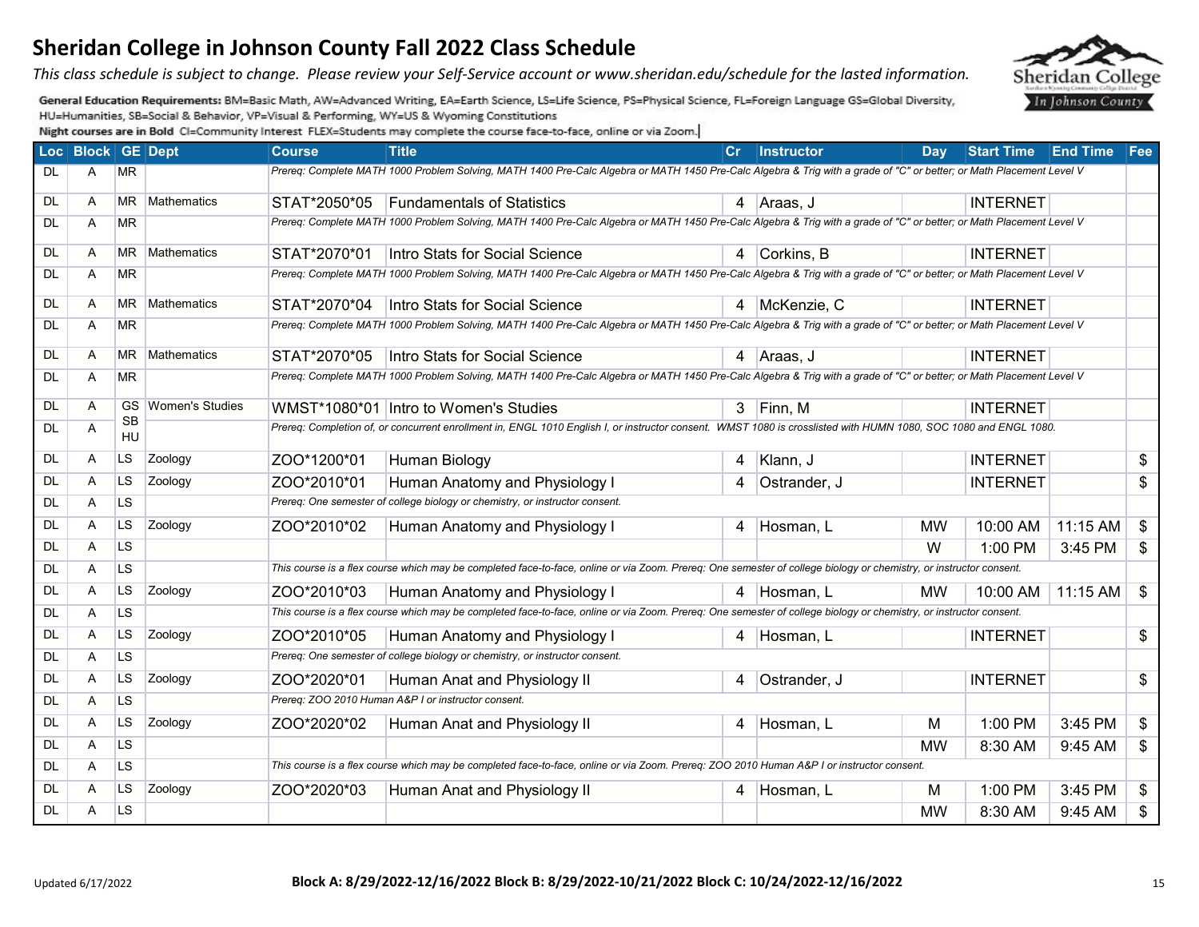# Sheridan College in Johnson County Fall 2022 Class Schedule

*This class schedule is subject to change. Please review your Self-Service account or www.sheridan.edu/schedule for the lasted information.*

**General Education Requirements:** BM=Basic Math, AW=Advanced Writing, EA=Earth Science, LS=Life Science, PS=Physical Science, FL=Foreign Language GS=Global Diversity, HU=Humanities, SB=Social & Behavior, VP=Visual & Performing, WY=US & Wyoming Constitutions

**Night courses are in Bold** CI=Community Interest FLEX=Students may complete the course face-to-face, online or via Zoom.

| Loc | Block | GE | Dept | Course | Title | Cr | Instructor | Day | Start Time | End Time | Fee |
|---|---|---|---|---|---|---|---|---|---|---|---|
| DL | A | MR | | *Prereq: Complete MATH 1000 Problem Solving, MATH 1400 Pre-Calc Algebra or MATH 1450 Pre-Calc Algebra & Trig with a grade of "C" or better; or Math Placement Level V* | | | | | | | |
| DL | A | MR | Mathematics | STAT*2050*05 | Fundamentals of Statistics | 4 | Araas, J | | INTERNET | | |
| DL | A | MR | | *Prereq: Complete MATH 1000 Problem Solving, MATH 1400 Pre-Calc Algebra or MATH 1450 Pre-Calc Algebra & Trig with a grade of "C" or better; or Math Placement Level V* | | | | | | | |
| DL | A | MR | Mathematics | STAT*2070*01 | Intro Stats for Social Science | 4 | Corkins, B | | INTERNET | | |
| DL | A | MR | | *Prereq: Complete MATH 1000 Problem Solving, MATH 1400 Pre-Calc Algebra or MATH 1450 Pre-Calc Algebra & Trig with a grade of "C" or better; or Math Placement Level V* | | | | | | | |
| DL | A | MR | Mathematics | STAT*2070*04 | Intro Stats for Social Science | 4 | McKenzie, C | | INTERNET | | |
| DL | A | MR | | *Prereq: Complete MATH 1000 Problem Solving, MATH 1400 Pre-Calc Algebra or MATH 1450 Pre-Calc Algebra & Trig with a grade of "C" or better; or Math Placement Level V* | | | | | | | |
| DL | A | MR | Mathematics | STAT*2070*05 | Intro Stats for Social Science | 4 | Araas, J | | INTERNET | | |
| DL | A | MR | | *Prereq: Complete MATH 1000 Problem Solving, MATH 1400 Pre-Calc Algebra or MATH 1450 Pre-Calc Algebra & Trig with a grade of "C" or better; or Math Placement Level V* | | | | | | | |
| DL | A | GS | Women's Studies | WMST*1080*01 | Intro to Women's Studies | 3 | Finn, M | | INTERNET | | |
| DL | A | SB HU | | *Prereq: Completion of, or concurrent enrollment in, ENGL 1010 English I, or instructor consent. WMST 1080 is crosslisted with HUMN 1080, SOC 1080 and ENGL 1080.* | | | | | | | |
| DL | A | LS | Zoology | ZOO*1200*01 | Human Biology | 4 | Klann, J | | INTERNET | | $ |
| DL | A | LS | Zoology | ZOO*2010*01 | Human Anatomy and Physiology I | 4 | Ostrander, J | | INTERNET | | $ |
| DL | A | LS | | *Prereq: One semester of college biology or chemistry, or instructor consent.* | | | | | | | |
| DL | A | LS | Zoology | ZOO*2010*02 | Human Anatomy and Physiology I | 4 | Hosman, L | MW | 10:00 AM | 11:15 AM | $ |
| DL | A | LS | | | | | | W | 1:00 PM | 3:45 PM | $ |
| DL | A | LS | | *This course is a flex course which may be completed face-to-face, online or via Zoom. Prereq: One semester of college biology or chemistry, or instructor consent.* | | | | | | | |
| DL | A | LS | Zoology | ZOO*2010*03 | Human Anatomy and Physiology I | 4 | Hosman, L | MW | 10:00 AM | 11:15 AM | $ |
| DL | A | LS | | *This course is a flex course which may be completed face-to-face, online or via Zoom. Prereq: One semester of college biology or chemistry, or instructor consent.* | | | | | | | |
| DL | A | LS | Zoology | ZOO*2010*05 | Human Anatomy and Physiology I | 4 | Hosman, L | | INTERNET | | $ |
| DL | A | LS | | *Prereq: One semester of college biology or chemistry, or instructor consent.* | | | | | | | |
| DL | A | LS | Zoology | ZOO*2020*01 | Human Anat and Physiology II | 4 | Ostrander, J | | INTERNET | | $ |
| DL | A | LS | | *Prereq: ZOO 2010 Human A&P I or instructor consent.* | | | | | | | |
| DL | A | LS | Zoology | ZOO*2020*02 | Human Anat and Physiology II | 4 | Hosman, L | M | 1:00 PM | 3:45 PM | $ |
| DL | A | LS | | | | | | MW | 8:30 AM | 9:45 AM | $ |
| DL | A | LS | | *This course is a flex course which may be completed face-to-face, online or via Zoom. Prereq: ZOO 2010 Human A&P I or instructor consent.* | | | | | | | |
| DL | A | LS | Zoology | ZOO*2020*03 | Human Anat and Physiology II | 4 | Hosman, L | M | 1:00 PM | 3:45 PM | $ |
| DL | A | LS | | | | | | MW | 8:30 AM | 9:45 AM | $ |

Updated 6/17/2022

**Block A: 8/29/2022-12/16/2022 Block B: 8/29/2022-10/21/2022 Block C: 10/24/2022-12/16/2022**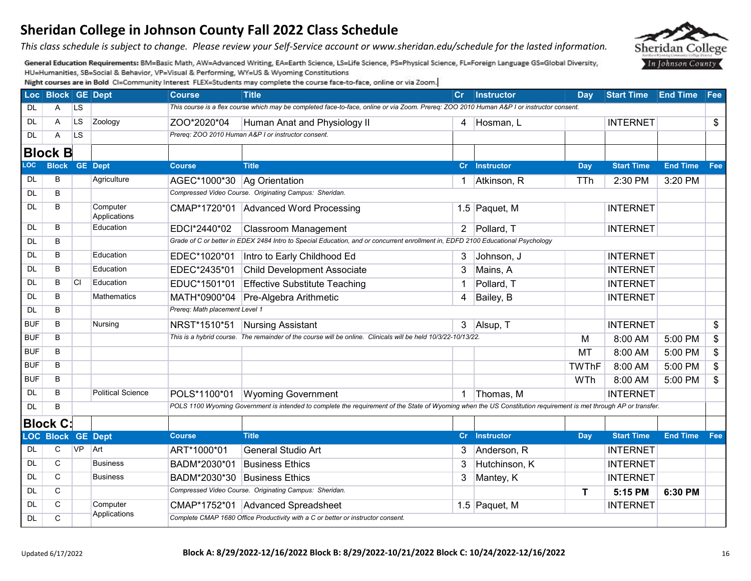# Sheridan College in Johnson County Fall 2022 Class Schedule

*This class schedule is subject to change. Please review your Self-Service account or www.sheridan.edu/schedule for the lasted information.*

**General Education Requirements:** BM=Basic Math, AW=Advanced Writing, EA=Earth Science, LS=Life Science, PS=Physical Science, FL=Foreign Language GS=Global Diversity, HU=Humanities, SB=Social & Behavior, VP=Visual & Performing, WY=US & Wyoming Constitutions

**Night courses are in Bold** CI=Community Interest FLEX=Students may complete the course face-to-face, online or via Zoom.

| Loc | Block | GE | Dept | Course | Title | Cr | Instructor | Day | Start Time | End Time | Fee |
|---|---|---|---|---|---|---|---|---|---|---|---|
| DL | A | LS | | *This course is a flex course which may be completed face-to-face, online or via Zoom. Prereq: ZOO 2010 Human A&P I or instructor consent.* | | | | | | | |
| DL | A | LS | Zoology | ZOO*2020*04 | Human Anat and Physiology II | 4 | Hosman, L | | INTERNET | | $ |
| DL | A | LS | | *Prereq: ZOO 2010 Human A&P I or instructor consent.* | | | | | | | |

## Block B

| LOC | Block | GE | Dept | Course | Title | Cr | Instructor | Day | Start Time | End Time | Fee |
|---|---|---|---|---|---|---|---|---|---|---|---|
| DL | B | | Agriculture | AGEC*1000*30 | Ag Orientation | 1 | Atkinson, R | TTh | 2:30 PM | 3:20 PM | |
| DL | B | | | *Compressed Video Course. Originating Campus: Sheridan.* | | | | | | | |
| DL | B | | Computer Applications | CMAP*1720*01 | Advanced Word Processing | 1.5 | Paquet, M | | INTERNET | | |
| DL | B | | Education | EDCI*2440*02 | Classroom Management | 2 | Pollard, T | | INTERNET | | |
| DL | B | | | *Grade of C or better in EDEX 2484 Intro to Special Education, and or concurrent enrollment in, EDFD 2100 Educational Psychology* | | | | | | | |
| DL | B | | Education | EDEC*1020*01 | Intro to Early Childhood Ed | 3 | Johnson, J | | INTERNET | | |
| DL | B | | Education | EDEC*2435*01 | Child Development Associate | 3 | Mains, A | | INTERNET | | |
| DL | B | CI | Education | EDUC*1501*01 | Effective Substitute Teaching | 1 | Pollard, T | | INTERNET | | |
| DL | B | | Mathematics | MATH*0900*04 | Pre-Algebra Arithmetic | 4 | Bailey, B | | INTERNET | | |
| DL | B | | | *Prereq: Math placement Level 1* | | | | | | | |
| BUF | B | | Nursing | NRST*1510*51 | Nursing Assistant | 3 | Alsup, T | | INTERNET | | $ |
| BUF | B | | | *This is a hybrid course. The remainder of the course will be online. Clinicals will be held 10/3/22-10/13/22.* | | | | M | 8:00 AM | 5:00 PM | $ |
| BUF | B | | | | | | | MT | 8:00 AM | 5:00 PM | $ |
| BUF | B | | | | | | | TWThF | 8:00 AM | 5:00 PM | $ |
| BUF | B | | | | | | | WTh | 8:00 AM | 5:00 PM | $ |
| DL | B | | Political Science | POLS*1100*01 | Wyoming Government | 1 | Thomas, M | | INTERNET | | |
| DL | B | | | *POLS 1100 Wyoming Government is intended to complete the requirement of the State of Wyoming when the US Constitution requirement is met through AP or transfer.* | | | | | | | |

## Block C:

| LOC | Block | GE | Dept | Course | Title | Cr | Instructor | Day | Start Time | End Time | Fee |
|---|---|---|---|---|---|---|---|---|---|---|---|
| DL | C | VP | Art | ART*1000*01 | General Studio Art | 3 | Anderson, R | | INTERNET | | |
| DL | C | | Business | BADM*2030*01 | Business Ethics | 3 | Hutchinson, K | | INTERNET | | |
| DL | C | | Business | BADM*2030*30 | Business Ethics | 3 | Mantey, K | | INTERNET | | |
| DL | C | | | *Compressed Video Course. Originating Campus: Sheridan.* | | | | **T** | **5:15 PM** | **6:30 PM** | |
| DL | C | | Computer Applications | CMAP*1752*01 | Advanced Spreadsheet | 1.5 | Paquet, M | | INTERNET | | |
| DL | C | | | *Complete CMAP 1680 Office Productivity with a C or better or instructor consent.* | | | | | | | |

Updated 6/17/2022

**Block A: 8/29/2022-12/16/2022 Block B: 8/29/2022-10/21/2022 Block C: 10/24/2022-12/16/2022**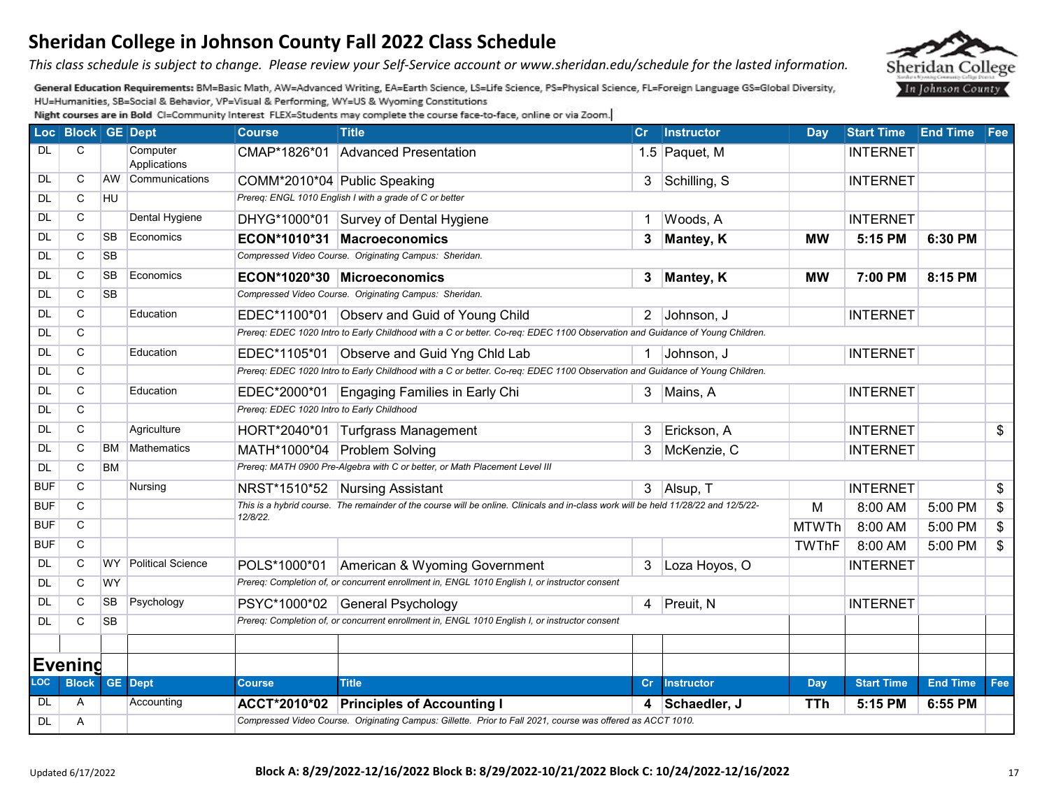# Sheridan College in Johnson County Fall 2022 Class Schedule

*This class schedule is subject to change. Please review your Self-Service account or www.sheridan.edu/schedule for the lasted information.*

**General Education Requirements:** BM=Basic Math, AW=Advanced Writing, EA=Earth Science, LS=Life Science, PS=Physical Science, FL=Foreign Language GS=Global Diversity, HU=Humanities, SB=Social & Behavior, VP=Visual & Performing, WY=US & Wyoming Constitutions

**Night courses are in Bold** CI=Community Interest FLEX=Students may complete the course face-to-face, online or via Zoom.

| Loc | Block | GE | Dept | Course | Title | Cr | Instructor | Day | Start Time | End Time | Fee |
|---|---|---|---|---|---|---|---|---|---|---|---|
| DL | C | | Computer Applications | CMAP*1826*01 | Advanced Presentation | 1.5 | Paquet, M | | INTERNET | | |
| DL | C | AW | Communications | COMM*2010*04 | Public Speaking | 3 | Schilling, S | | INTERNET | | |
| DL | C | HU | | *Prereq: ENGL 1010 English I with a grade of C or better* | | | | | | | |
| DL | C | | Dental Hygiene | DHYG*1000*01 | Survey of Dental Hygiene | 1 | Woods, A | | INTERNET | | |
| DL | C | SB | Economics | **ECON*1010*31** | **Macroeconomics** | **3** | **Mantey, K** | **MW** | **5:15 PM** | **6:30 PM** | |
| DL | C | SB | | *Compressed Video Course. Originating Campus: Sheridan.* | | | | | | | |
| DL | C | SB | Economics | **ECON*1020*30** | **Microeconomics** | **3** | **Mantey, K** | **MW** | **7:00 PM** | **8:15 PM** | |
| DL | C | SB | | *Compressed Video Course. Originating Campus: Sheridan.* | | | | | | | |
| DL | C | | Education | EDEC*1100*01 | Observ and Guid of Young Child | 2 | Johnson, J | | INTERNET | | |
| DL | C | | | *Prereq: EDEC 1020 Intro to Early Childhood with a C or better. Co-req: EDEC 1100 Observation and Guidance of Young Children.* | | | | | | | |
| DL | C | | Education | EDEC*1105*01 | Observe and Guid Yng Chld Lab | 1 | Johnson, J | | INTERNET | | |
| DL | C | | | *Prereq: EDEC 1020 Intro to Early Childhood with a C or better. Co-req: EDEC 1100 Observation and Guidance of Young Children.* | | | | | | | |
| DL | C | | Education | EDEC*2000*01 | Engaging Families in Early Chi | 3 | Mains, A | | INTERNET | | |
| DL | C | | | *Prereq: EDEC 1020 Intro to Early Childhood* | | | | | | | |
| DL | C | | Agriculture | HORT*2040*01 | Turfgrass Management | 3 | Erickson, A | | INTERNET | | $ |
| DL | C | BM | Mathematics | MATH*1000*04 | Problem Solving | 3 | McKenzie, C | | INTERNET | | |
| DL | C | BM | | *Prereq: MATH 0900 Pre-Algebra with C or better, or Math Placement Level III* | | | | | | | |
| BUF | C | | Nursing | NRST*1510*52 | Nursing Assistant | 3 | Alsup, T | | INTERNET | | $ |
| BUF | C | | | *This is a hybrid course. The remainder of the course will be online. Clinicals and in-class work will be held 11/28/22 and 12/5/22-12/8/22.* | | | | M | 8:00 AM | 5:00 PM | $ |
| BUF | C | | | | | | | MTWTh | 8:00 AM | 5:00 PM | $ |
| BUF | C | | | | | | | TWThF | 8:00 AM | 5:00 PM | $ |
| DL | C | WY | Political Science | POLS*1000*01 | American & Wyoming Government | 3 | Loza Hoyos, O | | INTERNET | | |
| DL | C | WY | | *Prereq: Completion of, or concurrent enrollment in, ENGL 1010 English I, or instructor consent* | | | | | | | |
| DL | C | SB | Psychology | PSYC*1000*02 | General Psychology | 4 | Preuit, N | | INTERNET | | |
| DL | C | SB | | *Prereq: Completion of, or concurrent enrollment in, ENGL 1010 English I, or instructor consent* | | | | | | | |

## Evening

| LOC | Block | GE | Dept | Course | Title | Cr | Instructor | Day | Start Time | End Time | Fee |
|---|---|---|---|---|---|---|---|---|---|---|---|
| DL | A | | Accounting | **ACCT*2010*02** | **Principles of Accounting I** | **4** | **Schaedler, J** | **TTh** | **5:15 PM** | **6:55 PM** | |
| DL | A | | | *Compressed Video Course. Originating Campus: Gillette. Prior to Fall 2021, course was offered as ACCT 1010.* | | | | | | | |

Updated 6/17/2022

**Block A: 8/29/2022-12/16/2022 Block B: 8/29/2022-10/21/2022 Block C: 10/24/2022-12/16/2022**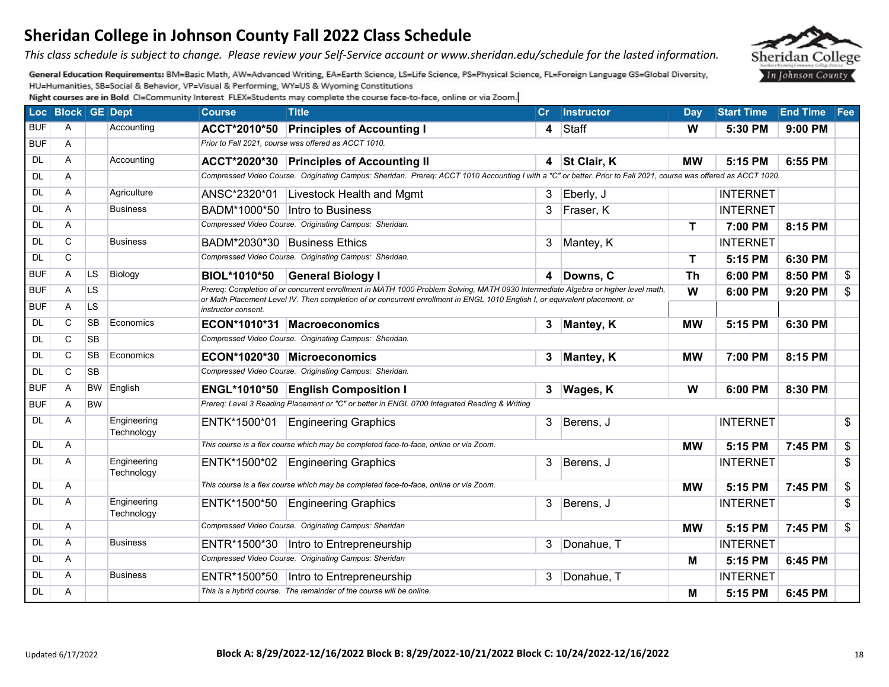# Sheridan College in Johnson County Fall 2022 Class Schedule

*This class schedule is subject to change. Please review your Self-Service account or www.sheridan.edu/schedule for the lasted information.*

General Education Requirements: BM=Basic Math, AW=Advanced Writing, EA=Earth Science, LS=Life Science, PS=Physical Science, FL=Foreign Language GS=Global Diversity, HU=Humanities, SB=Social & Behavior, VP=Visual & Performing, WY=US & Wyoming Constitutions

**Night courses are in Bold** CI=Community Interest FLEX=Students may complete the course face-to-face, online or via Zoom.

| Loc | Block | GE | Dept | Course | Title | Cr | Instructor | Day | Start Time | End Time | Fee |
|---|---|---|---|---|---|---|---|---|---|---|---|
| BUF | A | | Accounting | **ACCT*2010*50** | **Principles of Accounting I** | **4** | Staff | **W** | **5:30 PM** | **9:00 PM** | |
| BUF | A | | | *Prior to Fall 2021, course was offered as ACCT 1010.* | | | | | | | |
| DL | A | | Accounting | **ACCT*2020*30** | **Principles of Accounting II** | **4** | **St Clair, K** | **MW** | **5:15 PM** | **6:55 PM** | |
| DL | A | | | *Compressed Video Course. Originating Campus: Sheridan. Prereq: ACCT 1010 Accounting I with a "C" or better. Prior to Fall 2021, course was offered as ACCT 1020.* | | | | | | | |
| DL | A | | Agriculture | ANSC*2320*01 | Livestock Health and Mgmt | 3 | Eberly, J | | INTERNET | | |
| DL | A | | Business | BADM*1000*50 | Intro to Business | 3 | Fraser, K | | INTERNET | | |
| DL | A | | | *Compressed Video Course. Originating Campus: Sheridan.* | | | | **T** | **7:00 PM** | **8:15 PM** | |
| DL | C | | Business | BADM*2030*30 | Business Ethics | 3 | Mantey, K | | INTERNET | | |
| DL | C | | | *Compressed Video Course. Originating Campus: Sheridan.* | | | | **T** | **5:15 PM** | **6:30 PM** | |
| BUF | A | LS | Biology | **BIOL*1010*50** | **General Biology I** | **4** | **Downs, C** | **Th** | **6:00 PM** | **8:50 PM** | $ |
| BUF | A | LS | | *Prereq: Completion of or concurrent enrollment in MATH 1000 Problem Solving, MATH 0930 Intermediate Algebra or higher level math, or Math Placement Level IV. Then completion of or concurrent enrollment in ENGL 1010 English I, or equivalent placement, or instructor consent.* | | | | **W** | **6:00 PM** | **9:20 PM** | $ |
| BUF | A | LS | | | | | | | | | |
| DL | C | SB | Economics | **ECON*1010*31** | **Macroeconomics** | **3** | **Mantey, K** | **MW** | **5:15 PM** | **6:30 PM** | |
| DL | C | SB | | *Compressed Video Course. Originating Campus: Sheridan.* | | | | | | | |
| DL | C | SB | Economics | **ECON*1020*30** | **Microeconomics** | **3** | **Mantey, K** | **MW** | **7:00 PM** | **8:15 PM** | |
| DL | C | SB | | *Compressed Video Course. Originating Campus: Sheridan.* | | | | | | | |
| BUF | A | BW | English | **ENGL*1010*50** | **English Composition I** | **3** | **Wages, K** | **W** | **6:00 PM** | **8:30 PM** | |
| BUF | A | BW | | *Prereq: Level 3 Reading Placement or "C" or better in ENGL 0700 Integrated Reading & Writing* | | | | | | | |
| DL | A | | Engineering Technology | ENTK*1500*01 | Engineering Graphics | 3 | Berens, J | | INTERNET | | $ |
| DL | A | | | *This course is a flex course which may be completed face-to-face, online or via Zoom.* | | | | **MW** | **5:15 PM** | **7:45 PM** | $ |
| DL | A | | Engineering Technology | ENTK*1500*02 | Engineering Graphics | 3 | Berens, J | | INTERNET | | $ |
| DL | A | | | *This course is a flex course which may be completed face-to-face, online or via Zoom.* | | | | **MW** | **5:15 PM** | **7:45 PM** | $ |
| DL | A | | Engineering Technology | ENTK*1500*50 | Engineering Graphics | 3 | Berens, J | | INTERNET | | $ |
| DL | A | | | *Compressed Video Course. Originating Campus: Sheridan* | | | | **MW** | **5:15 PM** | **7:45 PM** | $ |
| DL | A | | Business | ENTR*1500*30 | Intro to Entrepreneurship | 3 | Donahue, T | | INTERNET | | |
| DL | A | | | *Compressed Video Course. Originating Campus: Sheridan* | | | | **M** | **5:15 PM** | **6:45 PM** | |
| DL | A | | Business | ENTR*1500*50 | Intro to Entrepreneurship | 3 | Donahue, T | | INTERNET | | |
| DL | A | | | *This is a hybrid course. The remainder of the course will be online.* | | | | **M** | **5:15 PM** | **6:45 PM** | |

Updated 6/17/2022

**Block A: 8/29/2022-12/16/2022 Block B: 8/29/2022-10/21/2022 Block C: 10/24/2022-12/16/2022**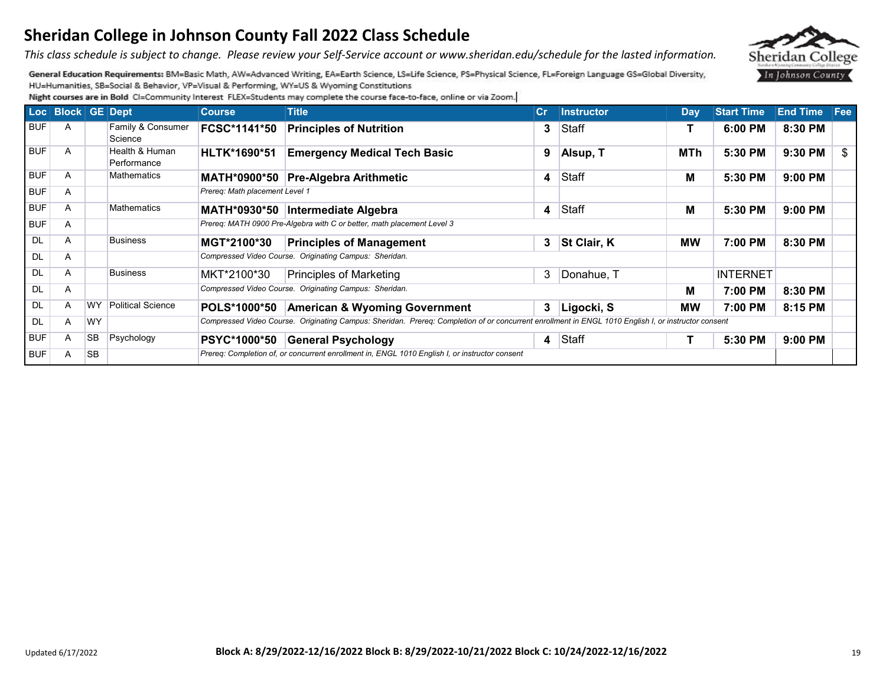# Sheridan College in Johnson County Fall 2022 Class Schedule

*This class schedule is subject to change. Please review your Self-Service account or www.sheridan.edu/schedule for the lasted information.*

**General Education Requirements:** BM=Basic Math, AW=Advanced Writing, EA=Earth Science, LS=Life Science, PS=Physical Science, FL=Foreign Language GS=Global Diversity, HU=Humanities, SB=Social & Behavior, VP=Visual & Performing, WY=US & Wyoming Constitutions

**Night courses are in Bold** CI=Community Interest FLEX=Students may complete the course face-to-face, online or via Zoom.

| Loc | Block | GE | Dept | Course | Title | Cr | Instructor | Day | Start Time | End Time | Fee |
|---|---|---|---|---|---|---|---|---|---|---|---|
| BUF | A | | Family & Consumer Science | **FCSC*1141*50** | **Principles of Nutrition** | **3** | Staff | **T** | **6:00 PM** | **8:30 PM** | |
| BUF | A | | Health & Human Performance | **HLTK*1690*51** | **Emergency Medical Tech Basic** | **9** | **Alsup, T** | **MTh** | **5:30 PM** | **9:30 PM** | $ |
| BUF | A | | Mathematics | **MATH*0900*50** | **Pre-Algebra Arithmetic** | **4** | Staff | **M** | **5:30 PM** | **9:00 PM** | |
| BUF | A | | | *Prereq: Math placement Level 1* | | | | | | | |
| BUF | A | | Mathematics | **MATH*0930*50** | **Intermediate Algebra** | **4** | Staff | **M** | **5:30 PM** | **9:00 PM** | |
| BUF | A | | | *Prereq: MATH 0900 Pre-Algebra with C or better, math placement Level 3* | | | | | | | |
| DL | A | | Business | **MGT*2100*30** | **Principles of Management** | **3** | **St Clair, K** | **MW** | **7:00 PM** | **8:30 PM** | |
| DL | A | | | *Compressed Video Course. Originating Campus: Sheridan.* | | | | | | | |
| DL | A | | Business | MKT*2100*30 | Principles of Marketing | 3 | Donahue, T | | INTERNET | | |
| DL | A | | | *Compressed Video Course. Originating Campus: Sheridan.* | | | | **M** | **7:00 PM** | **8:30 PM** | |
| DL | A | WY | Political Science | **POLS*1000*50** | **American & Wyoming Government** | **3** | **Ligocki, S** | **MW** | **7:00 PM** | **8:15 PM** | |
| DL | A | WY | | *Compressed Video Course. Originating Campus: Sheridan. Prereq: Completion of or concurrent enrollment in ENGL 1010 English I, or instructor consent* | | | | | | | |
| BUF | A | SB | Psychology | **PSYC*1000*50** | **General Psychology** | **4** | Staff | **T** | **5:30 PM** | **9:00 PM** | |
| BUF | A | SB | | *Prereq: Completion of, or concurrent enrollment in, ENGL 1010 English I, or instructor consent* | | | | | | | |

Updated 6/17/2022

**Block A: 8/29/2022-12/16/2022 Block B: 8/29/2022-10/21/2022 Block C: 10/24/2022-12/16/2022**